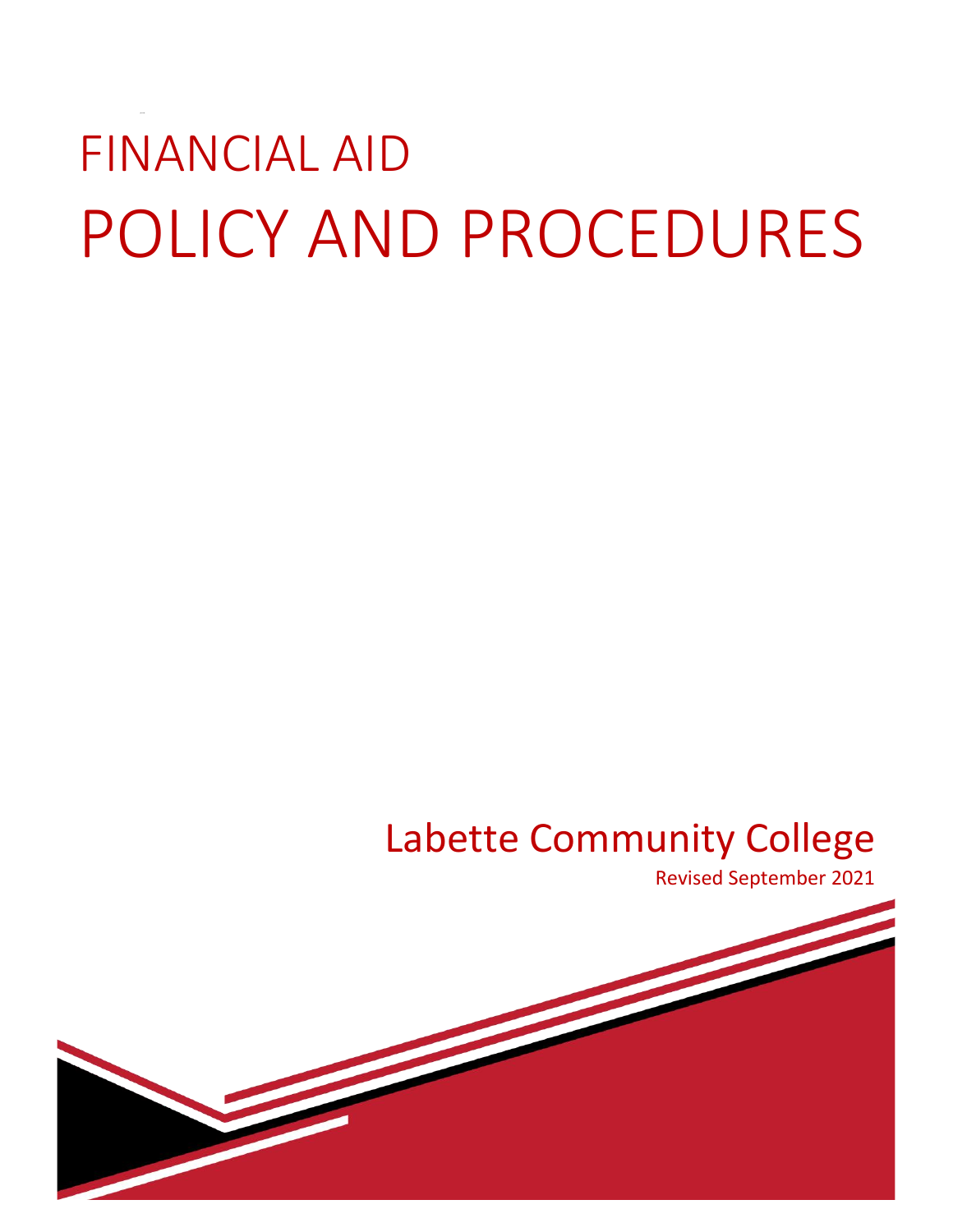# FINANCIAL AID

# POLICY AND PROCEDURES

Labette Community College

Revised September 2021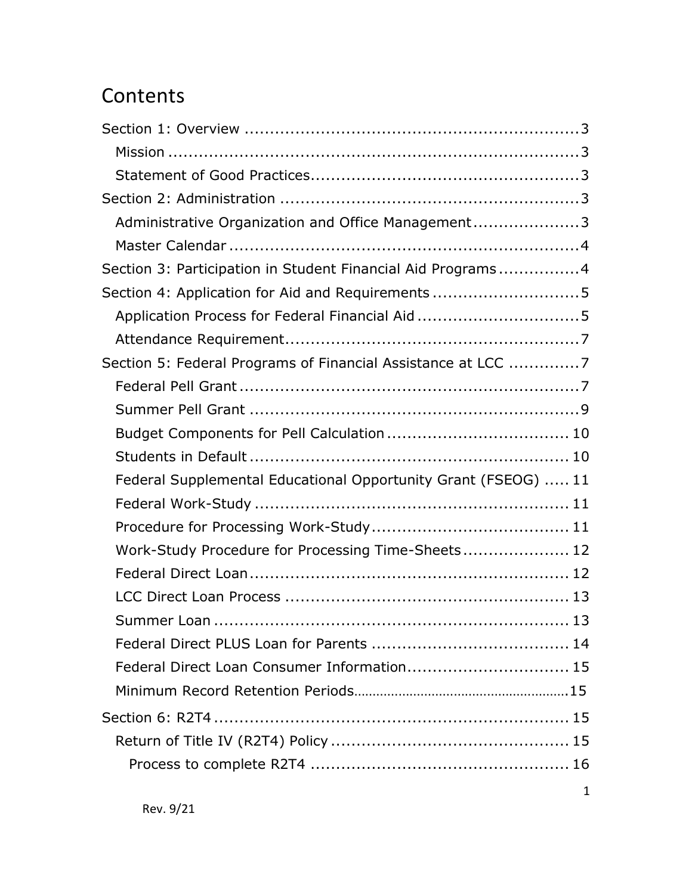# Contents

Section 1: Overview ................................................................3
- Mission ..................................................................................3
- Statement of Good Practices....................................................3

Section 2: Administration ..........................................................3
- Administrative Organization and Office Management.....................3
- Master Calendar ......................................................................4

Section 3: Participation in Student Financial Aid Programs ...............4

Section 4: Application for Aid and Requirements ............................5
- Application Process for Federal Financial Aid ................................5
- Attendance Requirement..........................................................7

Section 5: Federal Programs of Financial Assistance at LCC .............7
- Federal Pell Grant ...................................................................7
- Summer Pell Grant ..................................................................9
- Budget Components for Pell Calculation .................................... 10
- Students in Default ................................................................ 10
- Federal Supplemental Educational Opportunity Grant (FSEOG) ..... 11
- Federal Work-Study ............................................................... 11
- Procedure for Processing Work-Study....................................... 11
- Work-Study Procedure for Processing Time-Sheets..................... 12
- Federal Direct Loan............................................................... 12
- LCC Direct Loan Process ........................................................ 13
- Summer Loan ....................................................................... 13
- Federal Direct PLUS Loan for Parents ....................................... 14
- Federal Direct Loan Consumer Information................................ 15
- Minimum Record Retention Periods..........................................15

Section 6: R2T4 ..................................................................... 15
- Return of Title IV (R2T4) Policy ............................................... 15
  - Process to complete R2T4 .................................................. 16

Rev. 9/21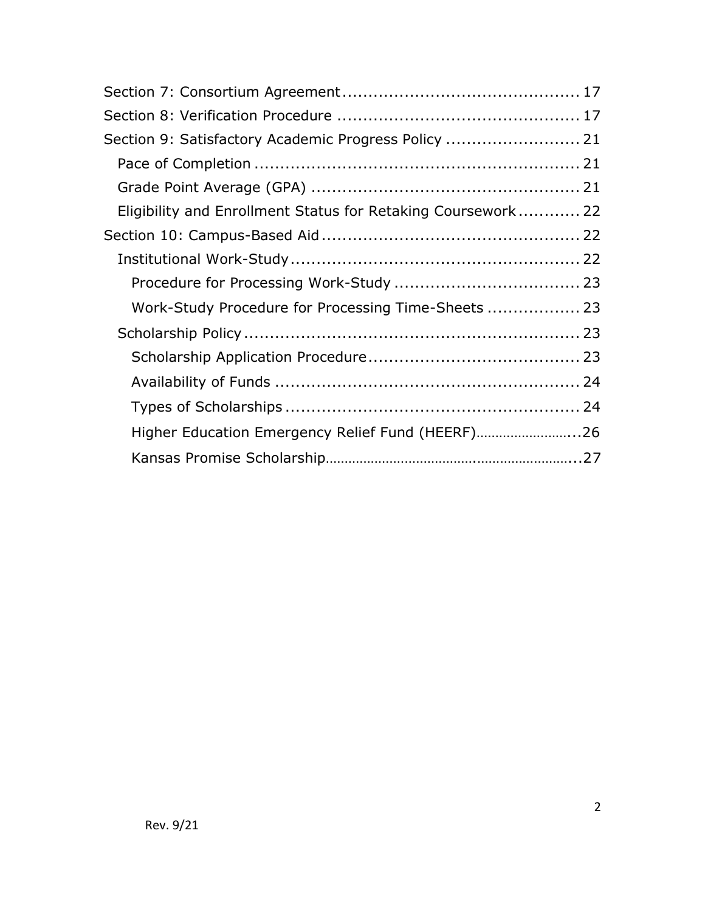Section 7: Consortium Agreement .......................................... 17
Section 8: Verification Procedure .......................................... 17
Section 9: Satisfactory Academic Progress Policy .......................... 21
- Pace of Completion .......................................... 21
- Grade Point Average (GPA) .......................................... 21
- Eligibility and Enrollment Status for Retaking Coursework ............ 22

Section 10: Campus-Based Aid .......................................... 22
- Institutional Work-Study .......................................... 22
  - Procedure for Processing Work-Study .......................................... 23
  - Work-Study Procedure for Processing Time-Sheets .................. 23
- Scholarship Policy .......................................... 23
  - Scholarship Application Procedure .......................................... 23
  - Availability of Funds .......................................... 24
  - Types of Scholarships .......................................... 24
  - Higher Education Emergency Relief Fund (HEERF)...........................26
  - Kansas Promise Scholarship..........................................................27

Rev. 9/21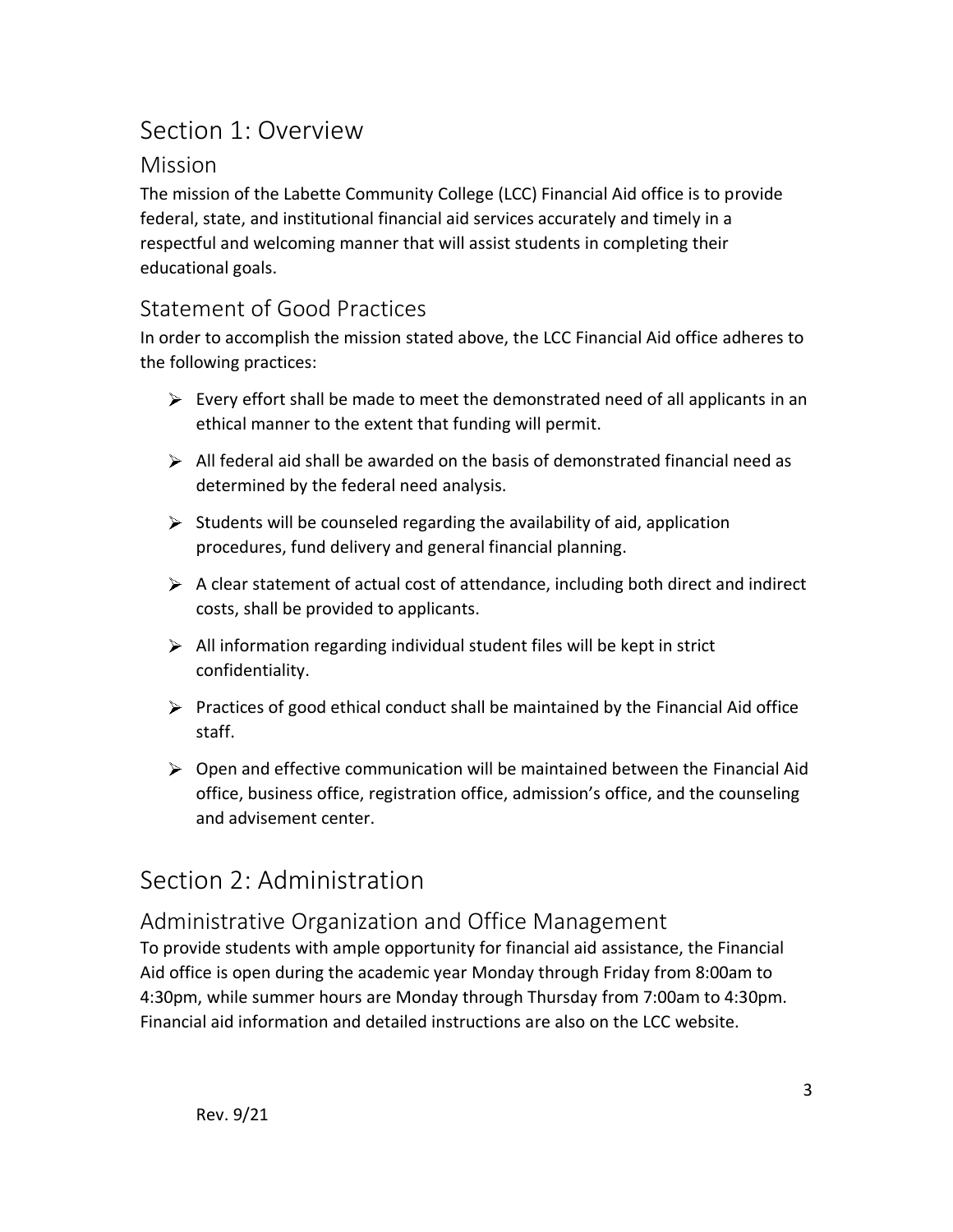# Section 1: Overview

## Mission

The mission of the Labette Community College (LCC) Financial Aid office is to provide federal, state, and institutional financial aid services accurately and timely in a respectful and welcoming manner that will assist students in completing their educational goals.

## Statement of Good Practices

In order to accomplish the mission stated above, the LCC Financial Aid office adheres to the following practices:

- Every effort shall be made to meet the demonstrated need of all applicants in an ethical manner to the extent that funding will permit.
- All federal aid shall be awarded on the basis of demonstrated financial need as determined by the federal need analysis.
- Students will be counseled regarding the availability of aid, application procedures, fund delivery and general financial planning.
- A clear statement of actual cost of attendance, including both direct and indirect costs, shall be provided to applicants.
- All information regarding individual student files will be kept in strict confidentiality.
- Practices of good ethical conduct shall be maintained by the Financial Aid office staff.
- Open and effective communication will be maintained between the Financial Aid office, business office, registration office, admission's office, and the counseling and advisement center.

# Section 2: Administration

## Administrative Organization and Office Management

To provide students with ample opportunity for financial aid assistance, the Financial Aid office is open during the academic year Monday through Friday from 8:00am to 4:30pm, while summer hours are Monday through Thursday from 7:00am to 4:30pm. Financial aid information and detailed instructions are also on the LCC website.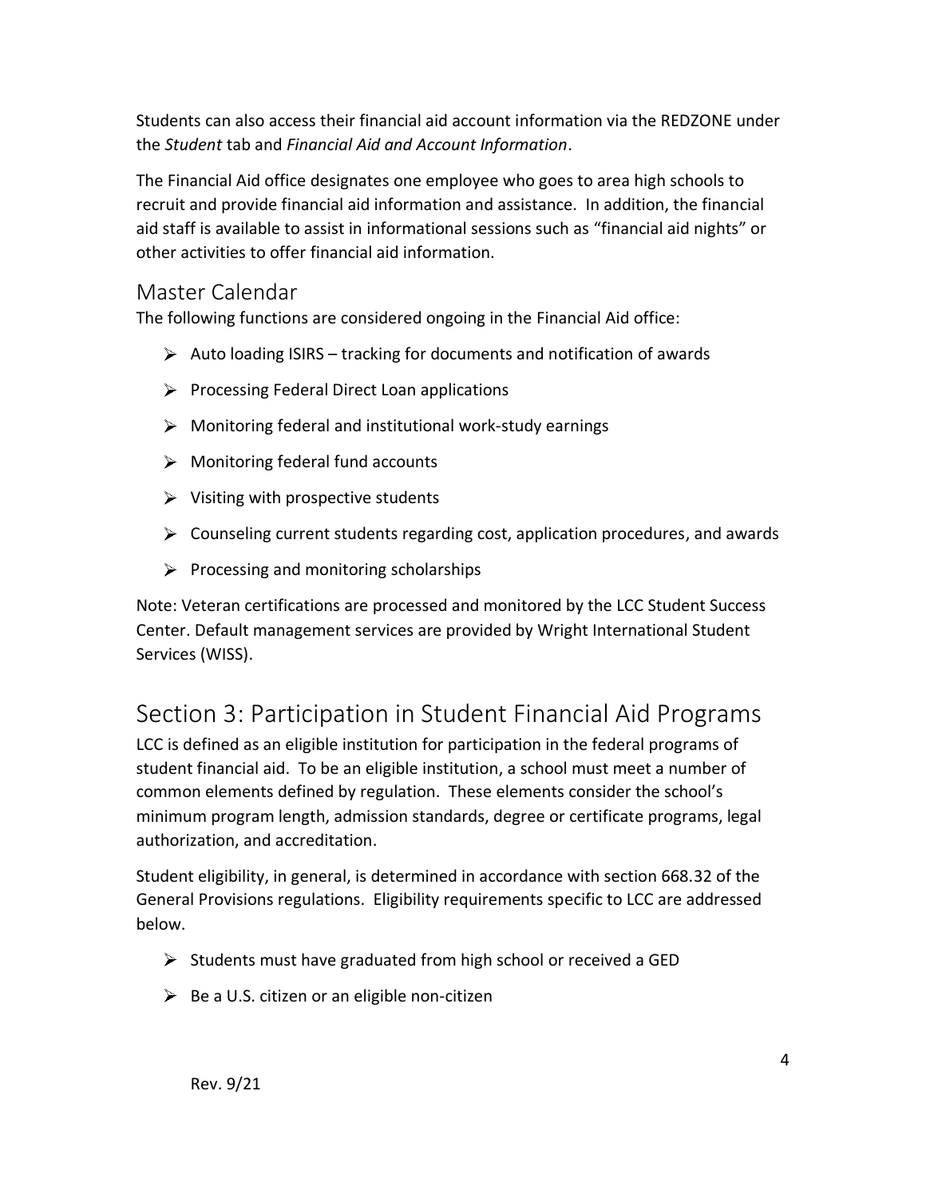Students can also access their financial aid account information via the REDZONE under the *Student* tab and *Financial Aid and Account Information*.

The Financial Aid office designates one employee who goes to area high schools to recruit and provide financial aid information and assistance. In addition, the financial aid staff is available to assist in informational sessions such as "financial aid nights" or other activities to offer financial aid information.

## Master Calendar

The following functions are considered ongoing in the Financial Aid office:

- Auto loading ISIRS – tracking for documents and notification of awards
- Processing Federal Direct Loan applications
- Monitoring federal and institutional work-study earnings
- Monitoring federal fund accounts
- Visiting with prospective students
- Counseling current students regarding cost, application procedures, and awards
- Processing and monitoring scholarships

Note: Veteran certifications are processed and monitored by the LCC Student Success Center. Default management services are provided by Wright International Student Services (WISS).

# Section 3: Participation in Student Financial Aid Programs

LCC is defined as an eligible institution for participation in the federal programs of student financial aid. To be an eligible institution, a school must meet a number of common elements defined by regulation. These elements consider the school's minimum program length, admission standards, degree or certificate programs, legal authorization, and accreditation.

Student eligibility, in general, is determined in accordance with section 668.32 of the General Provisions regulations. Eligibility requirements specific to LCC are addressed below.

- Students must have graduated from high school or received a GED
- Be a U.S. citizen or an eligible non-citizen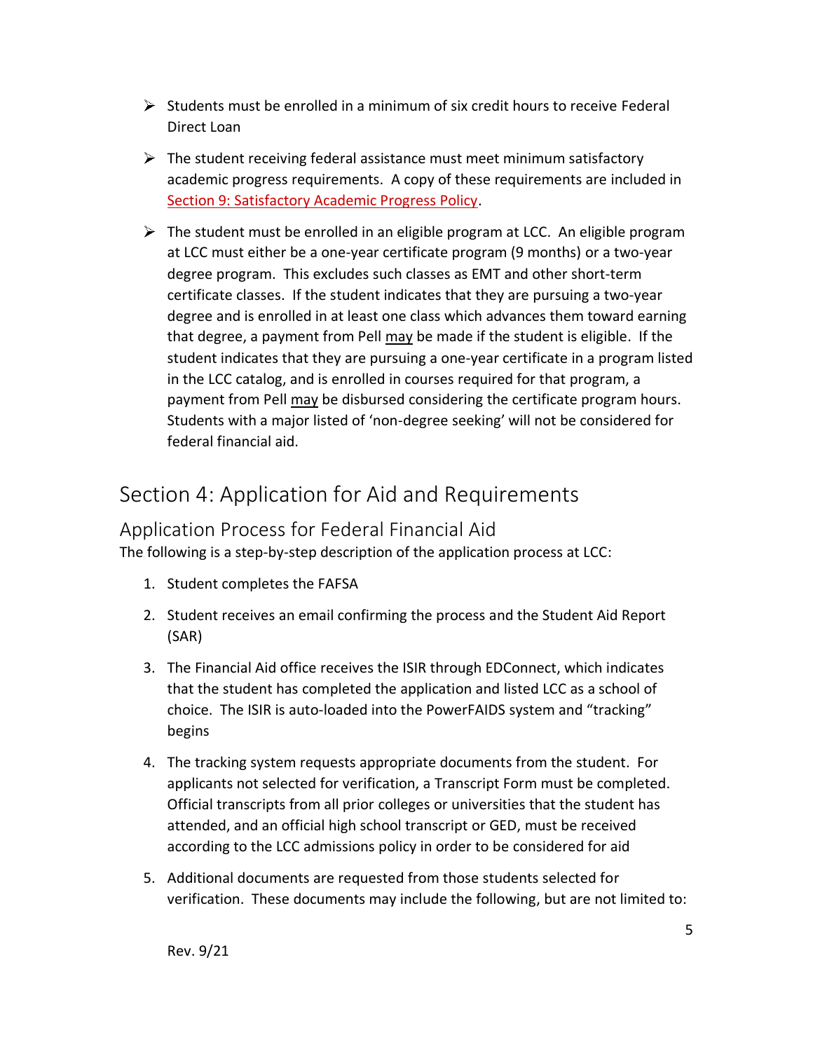- Students must be enrolled in a minimum of six credit hours to receive Federal Direct Loan
- The student receiving federal assistance must meet minimum satisfactory academic progress requirements. A copy of these requirements are included in Section 9: Satisfactory Academic Progress Policy.
- The student must be enrolled in an eligible program at LCC. An eligible program at LCC must either be a one-year certificate program (9 months) or a two-year degree program. This excludes such classes as EMT and other short-term certificate classes. If the student indicates that they are pursuing a two-year degree and is enrolled in at least one class which advances them toward earning that degree, a payment from Pell <u>may</u> be made if the student is eligible. If the student indicates that they are pursuing a one-year certificate in a program listed in the LCC catalog, and is enrolled in courses required for that program, a payment from Pell <u>may</u> be disbursed considering the certificate program hours. Students with a major listed of 'non-degree seeking' will not be considered for federal financial aid.

# Section 4: Application for Aid and Requirements

## Application Process for Federal Financial Aid

The following is a step-by-step description of the application process at LCC:

1. Student completes the FAFSA
2. Student receives an email confirming the process and the Student Aid Report (SAR)
3. The Financial Aid office receives the ISIR through EDConnect, which indicates that the student has completed the application and listed LCC as a school of choice. The ISIR is auto-loaded into the PowerFAIDS system and "tracking" begins
4. The tracking system requests appropriate documents from the student. For applicants not selected for verification, a Transcript Form must be completed. Official transcripts from all prior colleges or universities that the student has attended, and an official high school transcript or GED, must be received according to the LCC admissions policy in order to be considered for aid
5. Additional documents are requested from those students selected for verification. These documents may include the following, but are not limited to:

Rev. 9/21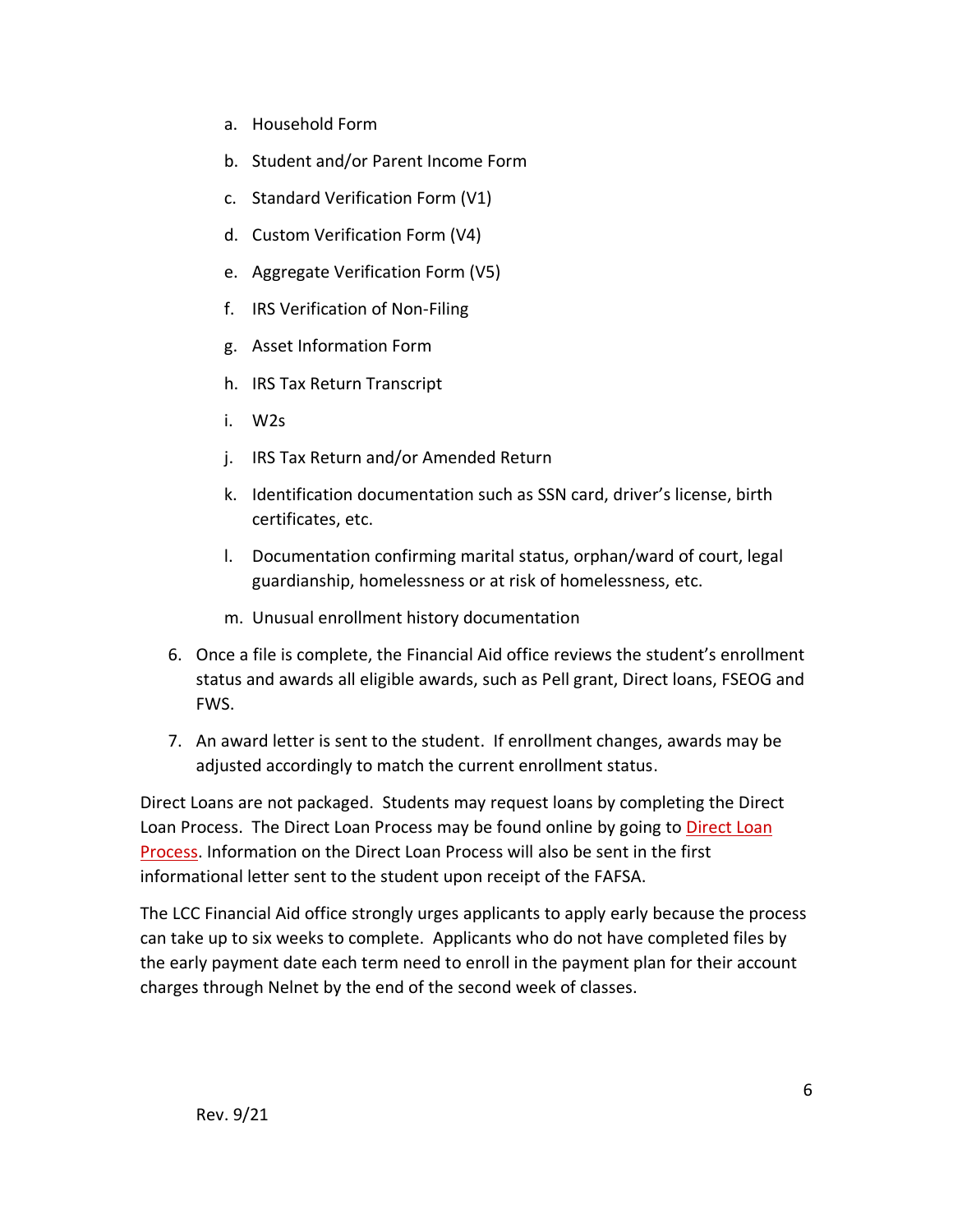a. Household Form
   b. Student and/or Parent Income Form
   c. Standard Verification Form (V1)
   d. Custom Verification Form (V4)
   e. Aggregate Verification Form (V5)
   f. IRS Verification of Non-Filing
   g. Asset Information Form
   h. IRS Tax Return Transcript
   i. W2s
   j. IRS Tax Return and/or Amended Return
   k. Identification documentation such as SSN card, driver's license, birth certificates, etc.
   l. Documentation confirming marital status, orphan/ward of court, legal guardianship, homelessness or at risk of homelessness, etc.
   m. Unusual enrollment history documentation

6. Once a file is complete, the Financial Aid office reviews the student's enrollment status and awards all eligible awards, such as Pell grant, Direct loans, FSEOG and FWS.
7. An award letter is sent to the student. If enrollment changes, awards may be adjusted accordingly to match the current enrollment status.

Direct Loans are not packaged. Students may request loans by completing the Direct Loan Process. The Direct Loan Process may be found online by going to Direct Loan Process. Information on the Direct Loan Process will also be sent in the first informational letter sent to the student upon receipt of the FAFSA.

The LCC Financial Aid office strongly urges applicants to apply early because the process can take up to six weeks to complete. Applicants who do not have completed files by the early payment date each term need to enroll in the payment plan for their account charges through Nelnet by the end of the second week of classes.

Rev. 9/21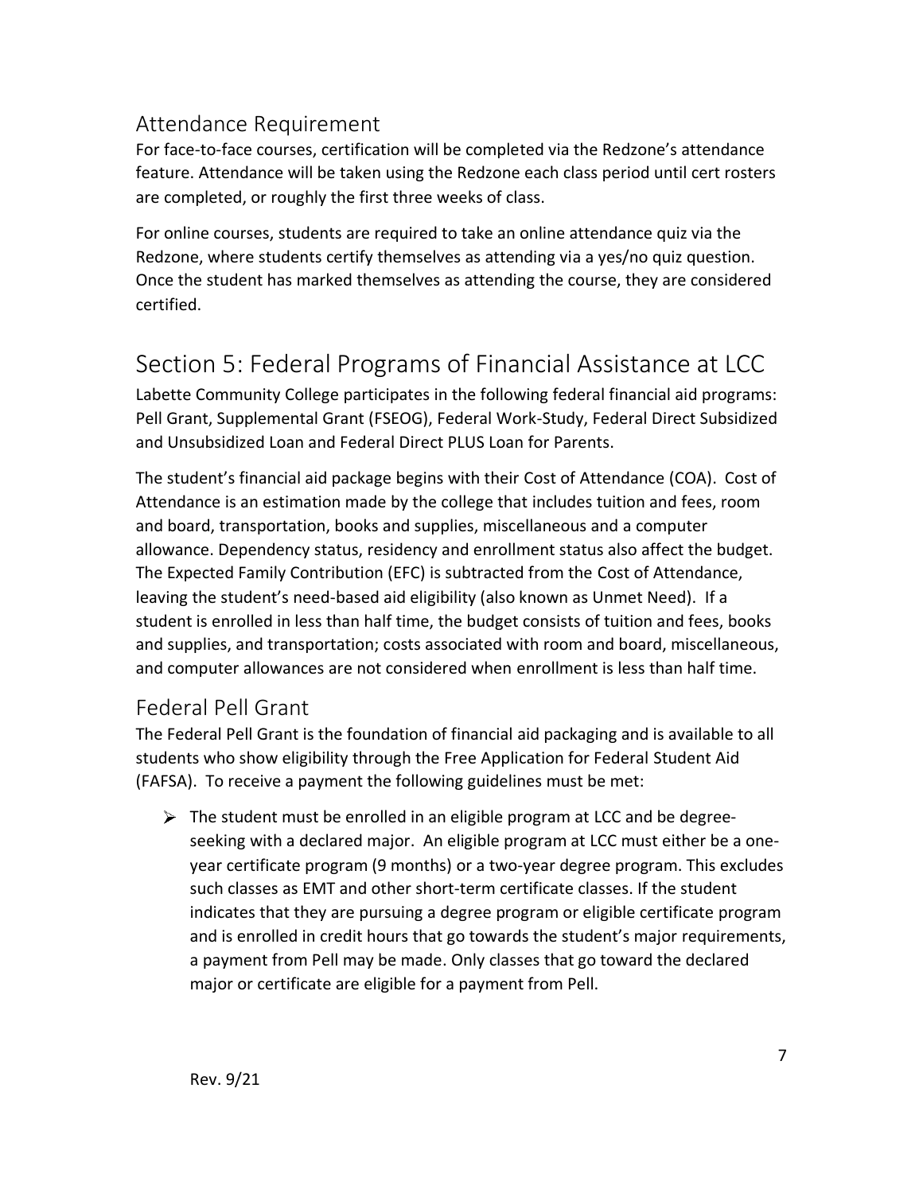## Attendance Requirement

For face-to-face courses, certification will be completed via the Redzone's attendance feature. Attendance will be taken using the Redzone each class period until cert rosters are completed, or roughly the first three weeks of class.

For online courses, students are required to take an online attendance quiz via the Redzone, where students certify themselves as attending via a yes/no quiz question. Once the student has marked themselves as attending the course, they are considered certified.

# Section 5: Federal Programs of Financial Assistance at LCC

Labette Community College participates in the following federal financial aid programs: Pell Grant, Supplemental Grant (FSEOG), Federal Work-Study, Federal Direct Subsidized and Unsubsidized Loan and Federal Direct PLUS Loan for Parents.

The student's financial aid package begins with their Cost of Attendance (COA). Cost of Attendance is an estimation made by the college that includes tuition and fees, room and board, transportation, books and supplies, miscellaneous and a computer allowance. Dependency status, residency and enrollment status also affect the budget. The Expected Family Contribution (EFC) is subtracted from the Cost of Attendance, leaving the student's need-based aid eligibility (also known as Unmet Need). If a student is enrolled in less than half time, the budget consists of tuition and fees, books and supplies, and transportation; costs associated with room and board, miscellaneous, and computer allowances are not considered when enrollment is less than half time.

## Federal Pell Grant

The Federal Pell Grant is the foundation of financial aid packaging and is available to all students who show eligibility through the Free Application for Federal Student Aid (FAFSA). To receive a payment the following guidelines must be met:

- The student must be enrolled in an eligible program at LCC and be degree-seeking with a declared major. An eligible program at LCC must either be a one-year certificate program (9 months) or a two-year degree program. This excludes such classes as EMT and other short-term certificate classes. If the student indicates that they are pursuing a degree program or eligible certificate program and is enrolled in credit hours that go towards the student's major requirements, a payment from Pell may be made. Only classes that go toward the declared major or certificate are eligible for a payment from Pell.

Rev. 9/21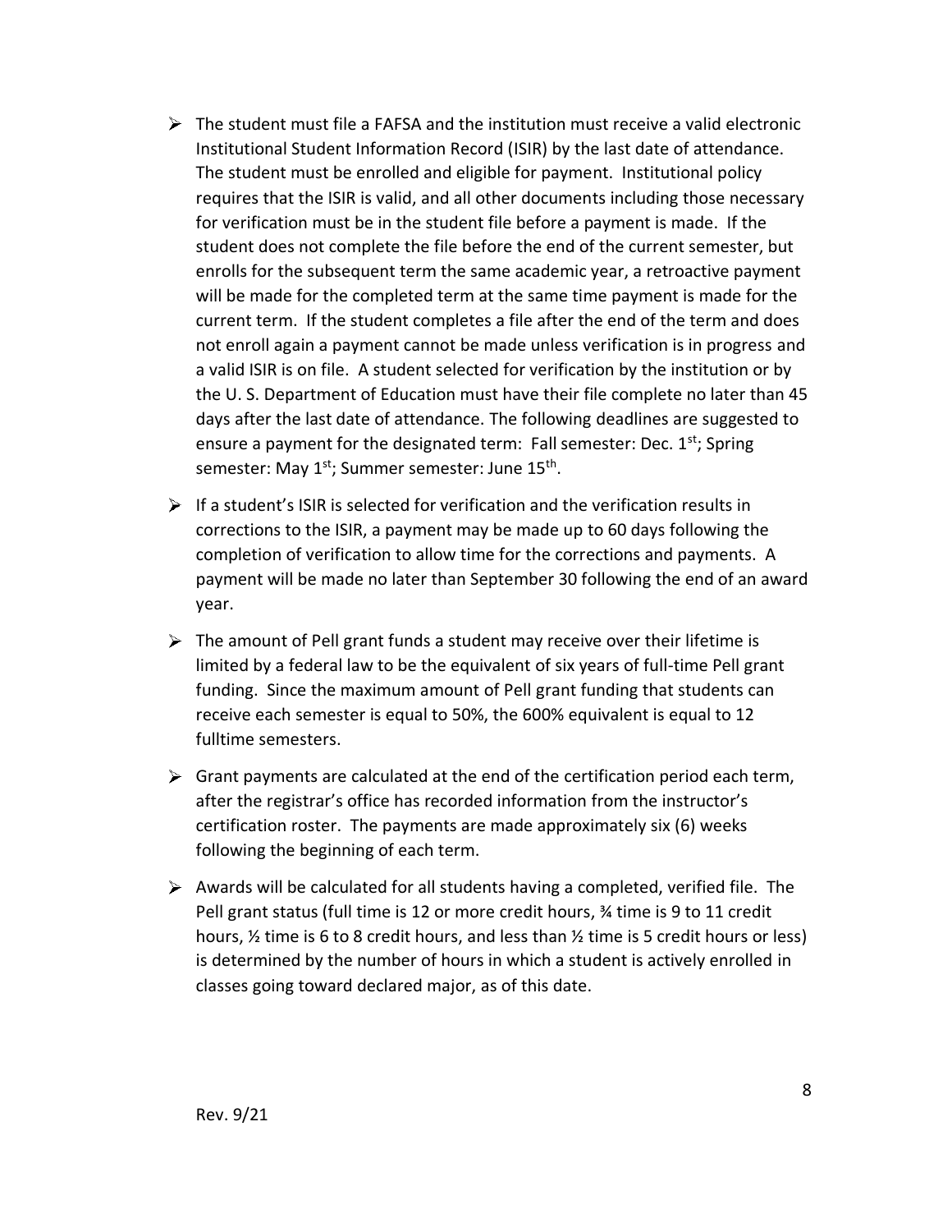- The student must file a FAFSA and the institution must receive a valid electronic Institutional Student Information Record (ISIR) by the last date of attendance. The student must be enrolled and eligible for payment. Institutional policy requires that the ISIR is valid, and all other documents including those necessary for verification must be in the student file before a payment is made. If the student does not complete the file before the end of the current semester, but enrolls for the subsequent term the same academic year, a retroactive payment will be made for the completed term at the same time payment is made for the current term. If the student completes a file after the end of the term and does not enroll again a payment cannot be made unless verification is in progress and a valid ISIR is on file. A student selected for verification by the institution or by the U. S. Department of Education must have their file complete no later than 45 days after the last date of attendance. The following deadlines are suggested to ensure a payment for the designated term: Fall semester: Dec. 1st; Spring semester: May 1st; Summer semester: June 15th.

- If a student's ISIR is selected for verification and the verification results in corrections to the ISIR, a payment may be made up to 60 days following the completion of verification to allow time for the corrections and payments. A payment will be made no later than September 30 following the end of an award year.

- The amount of Pell grant funds a student may receive over their lifetime is limited by a federal law to be the equivalent of six years of full-time Pell grant funding. Since the maximum amount of Pell grant funding that students can receive each semester is equal to 50%, the 600% equivalent is equal to 12 fulltime semesters.

- Grant payments are calculated at the end of the certification period each term, after the registrar's office has recorded information from the instructor's certification roster. The payments are made approximately six (6) weeks following the beginning of each term.

- Awards will be calculated for all students having a completed, verified file. The Pell grant status (full time is 12 or more credit hours, ¾ time is 9 to 11 credit hours, ½ time is 6 to 8 credit hours, and less than ½ time is 5 credit hours or less) is determined by the number of hours in which a student is actively enrolled in classes going toward declared major, as of this date.

Rev. 9/21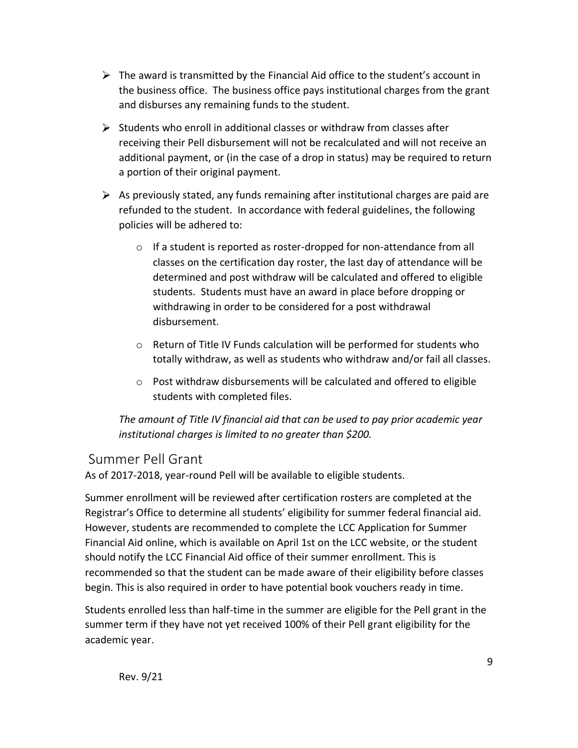- The award is transmitted by the Financial Aid office to the student's account in the business office. The business office pays institutional charges from the grant and disburses any remaining funds to the student.
- Students who enroll in additional classes or withdraw from classes after receiving their Pell disbursement will not be recalculated and will not receive an additional payment, or (in the case of a drop in status) may be required to return a portion of their original payment.
- As previously stated, any funds remaining after institutional charges are paid are refunded to the student. In accordance with federal guidelines, the following policies will be adhered to:
  - If a student is reported as roster-dropped for non-attendance from all classes on the certification day roster, the last day of attendance will be determined and post withdraw will be calculated and offered to eligible students. Students must have an award in place before dropping or withdrawing in order to be considered for a post withdrawal disbursement.
  - Return of Title IV Funds calculation will be performed for students who totally withdraw, as well as students who withdraw and/or fail all classes.
  - Post withdraw disbursements will be calculated and offered to eligible students with completed files.

  *The amount of Title IV financial aid that can be used to pay prior academic year institutional charges is limited to no greater than $200.*

## Summer Pell Grant

As of 2017-2018, year-round Pell will be available to eligible students.

Summer enrollment will be reviewed after certification rosters are completed at the Registrar's Office to determine all students' eligibility for summer federal financial aid. However, students are recommended to complete the LCC Application for Summer Financial Aid online, which is available on April 1st on the LCC website, or the student should notify the LCC Financial Aid office of their summer enrollment. This is recommended so that the student can be made aware of their eligibility before classes begin. This is also required in order to have potential book vouchers ready in time.

Students enrolled less than half-time in the summer are eligible for the Pell grant in the summer term if they have not yet received 100% of their Pell grant eligibility for the academic year.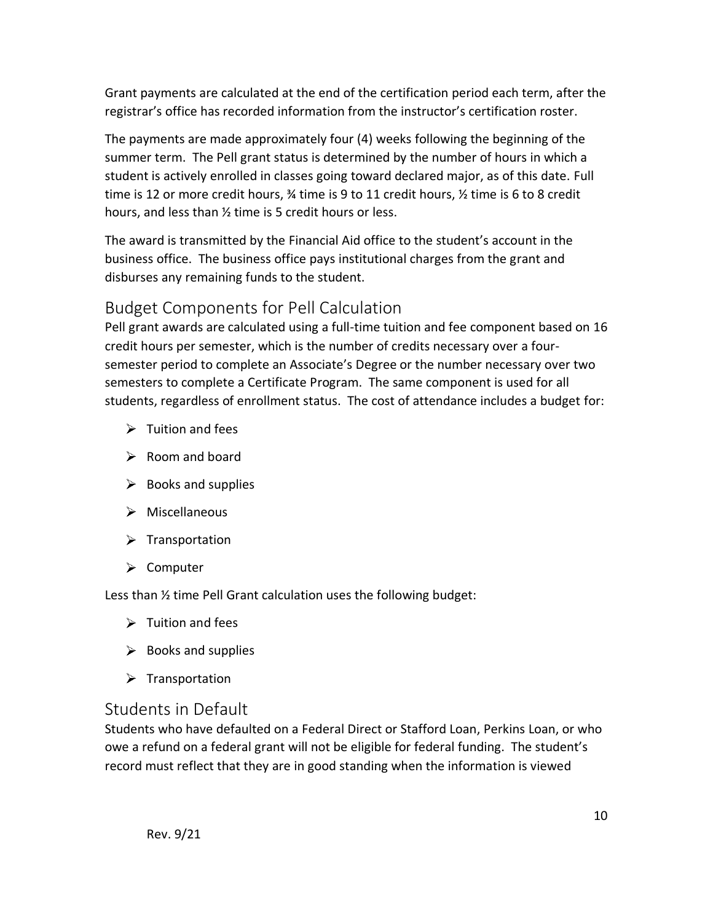Grant payments are calculated at the end of the certification period each term, after the registrar's office has recorded information from the instructor's certification roster.

The payments are made approximately four (4) weeks following the beginning of the summer term. The Pell grant status is determined by the number of hours in which a student is actively enrolled in classes going toward declared major, as of this date. Full time is 12 or more credit hours, ¾ time is 9 to 11 credit hours, ½ time is 6 to 8 credit hours, and less than ½ time is 5 credit hours or less.

The award is transmitted by the Financial Aid office to the student's account in the business office. The business office pays institutional charges from the grant and disburses any remaining funds to the student.

## Budget Components for Pell Calculation

Pell grant awards are calculated using a full-time tuition and fee component based on 16 credit hours per semester, which is the number of credits necessary over a four-semester period to complete an Associate's Degree or the number necessary over two semesters to complete a Certificate Program. The same component is used for all students, regardless of enrollment status. The cost of attendance includes a budget for:

- Tuition and fees
- Room and board
- Books and supplies
- Miscellaneous
- Transportation
- Computer

Less than ½ time Pell Grant calculation uses the following budget:

- Tuition and fees
- Books and supplies
- Transportation

## Students in Default

Students who have defaulted on a Federal Direct or Stafford Loan, Perkins Loan, or who owe a refund on a federal grant will not be eligible for federal funding. The student's record must reflect that they are in good standing when the information is viewed

Rev. 9/21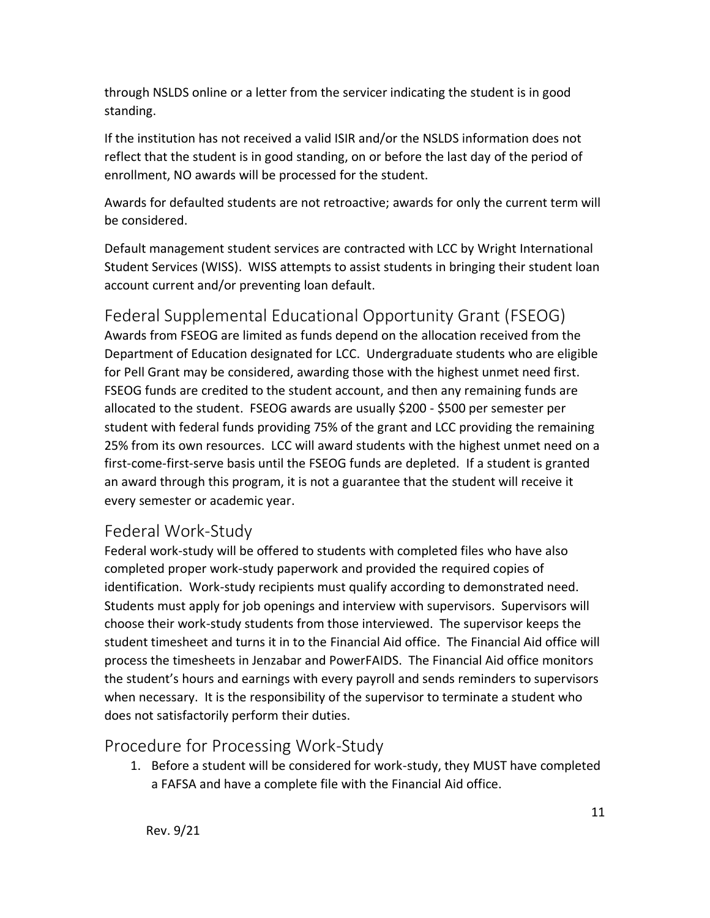through NSLDS online or a letter from the servicer indicating the student is in good standing.

If the institution has not received a valid ISIR and/or the NSLDS information does not reflect that the student is in good standing, on or before the last day of the period of enrollment, NO awards will be processed for the student.

Awards for defaulted students are not retroactive; awards for only the current term will be considered.

Default management student services are contracted with LCC by Wright International Student Services (WISS). WISS attempts to assist students in bringing their student loan account current and/or preventing loan default.

## Federal Supplemental Educational Opportunity Grant (FSEOG)

Awards from FSEOG are limited as funds depend on the allocation received from the Department of Education designated for LCC. Undergraduate students who are eligible for Pell Grant may be considered, awarding those with the highest unmet need first. FSEOG funds are credited to the student account, and then any remaining funds are allocated to the student. FSEOG awards are usually $200 - $500 per semester per student with federal funds providing 75% of the grant and LCC providing the remaining 25% from its own resources. LCC will award students with the highest unmet need on a first-come-first-serve basis until the FSEOG funds are depleted. If a student is granted an award through this program, it is not a guarantee that the student will receive it every semester or academic year.

## Federal Work-Study

Federal work-study will be offered to students with completed files who have also completed proper work-study paperwork and provided the required copies of identification. Work-study recipients must qualify according to demonstrated need. Students must apply for job openings and interview with supervisors. Supervisors will choose their work-study students from those interviewed. The supervisor keeps the student timesheet and turns it in to the Financial Aid office. The Financial Aid office will process the timesheets in Jenzabar and PowerFAIDS. The Financial Aid office monitors the student's hours and earnings with every payroll and sends reminders to supervisors when necessary. It is the responsibility of the supervisor to terminate a student who does not satisfactorily perform their duties.

## Procedure for Processing Work-Study

1. Before a student will be considered for work-study, they MUST have completed a FAFSA and have a complete file with the Financial Aid office.

Rev. 9/21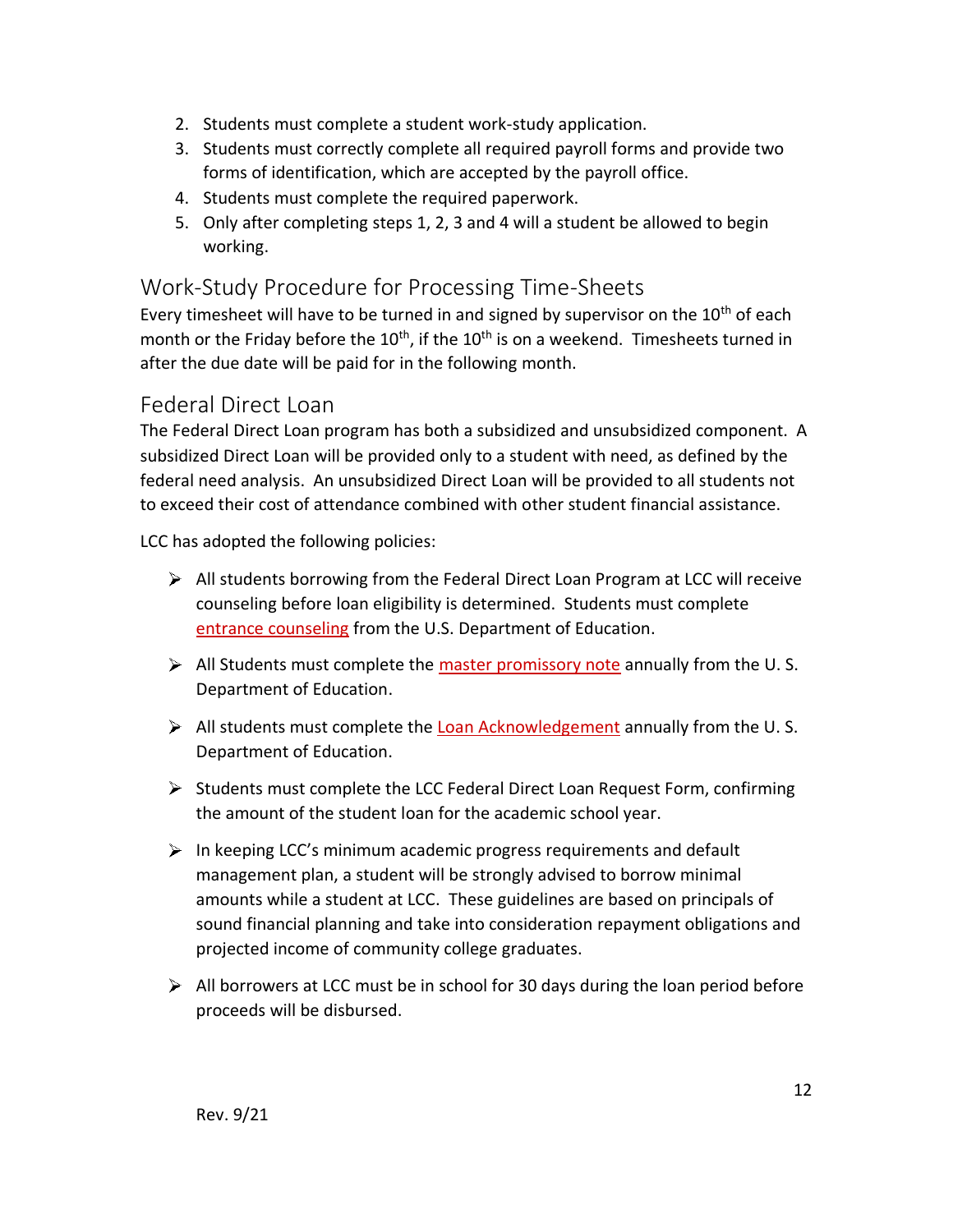2. Students must complete a student work-study application.
3. Students must correctly complete all required payroll forms and provide two forms of identification, which are accepted by the payroll office.
4. Students must complete the required paperwork.
5. Only after completing steps 1, 2, 3 and 4 will a student be allowed to begin working.

## Work-Study Procedure for Processing Time-Sheets

Every timesheet will have to be turned in and signed by supervisor on the 10th of each month or the Friday before the 10th, if the 10th is on a weekend. Timesheets turned in after the due date will be paid for in the following month.

## Federal Direct Loan

The Federal Direct Loan program has both a subsidized and unsubsidized component. A subsidized Direct Loan will be provided only to a student with need, as defined by the federal need analysis. An unsubsidized Direct Loan will be provided to all students not to exceed their cost of attendance combined with other student financial assistance.

LCC has adopted the following policies:

- All students borrowing from the Federal Direct Loan Program at LCC will receive counseling before loan eligibility is determined. Students must complete entrance counseling from the U.S. Department of Education.
- All Students must complete the master promissory note annually from the U. S. Department of Education.
- All students must complete the Loan Acknowledgement annually from the U. S. Department of Education.
- Students must complete the LCC Federal Direct Loan Request Form, confirming the amount of the student loan for the academic school year.
- In keeping LCC's minimum academic progress requirements and default management plan, a student will be strongly advised to borrow minimal amounts while a student at LCC. These guidelines are based on principals of sound financial planning and take into consideration repayment obligations and projected income of community college graduates.
- All borrowers at LCC must be in school for 30 days during the loan period before proceeds will be disbursed.

Rev. 9/21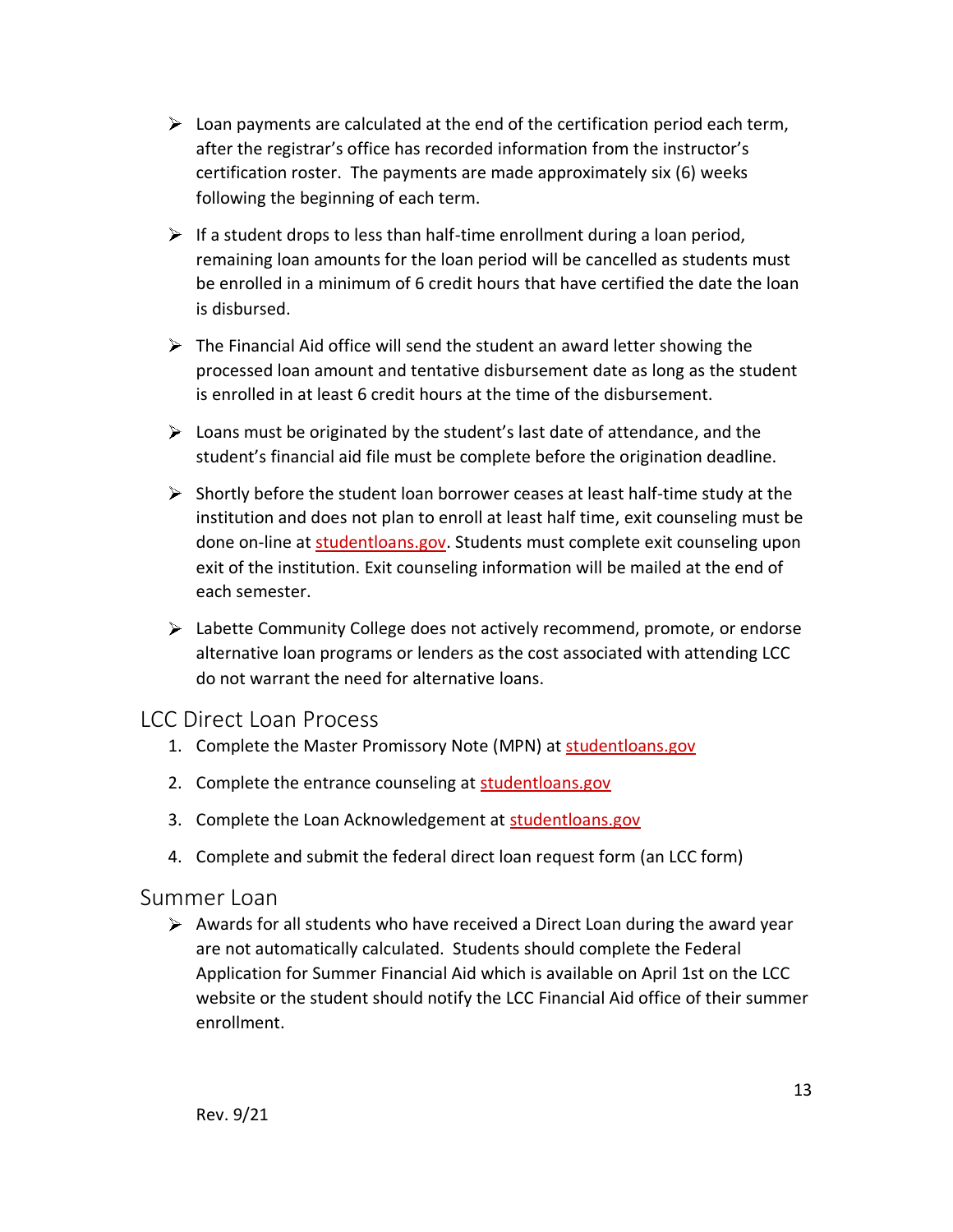- Loan payments are calculated at the end of the certification period each term, after the registrar's office has recorded information from the instructor's certification roster. The payments are made approximately six (6) weeks following the beginning of each term.
- If a student drops to less than half-time enrollment during a loan period, remaining loan amounts for the loan period will be cancelled as students must be enrolled in a minimum of 6 credit hours that have certified the date the loan is disbursed.
- The Financial Aid office will send the student an award letter showing the processed loan amount and tentative disbursement date as long as the student is enrolled in at least 6 credit hours at the time of the disbursement.
- Loans must be originated by the student's last date of attendance, and the student's financial aid file must be complete before the origination deadline.
- Shortly before the student loan borrower ceases at least half-time study at the institution and does not plan to enroll at least half time, exit counseling must be done on-line at studentloans.gov. Students must complete exit counseling upon exit of the institution. Exit counseling information will be mailed at the end of each semester.
- Labette Community College does not actively recommend, promote, or endorse alternative loan programs or lenders as the cost associated with attending LCC do not warrant the need for alternative loans.

## LCC Direct Loan Process

1. Complete the Master Promissory Note (MPN) at studentloans.gov
2. Complete the entrance counseling at studentloans.gov
3. Complete the Loan Acknowledgement at studentloans.gov
4. Complete and submit the federal direct loan request form (an LCC form)

## Summer Loan

- Awards for all students who have received a Direct Loan during the award year are not automatically calculated. Students should complete the Federal Application for Summer Financial Aid which is available on April 1st on the LCC website or the student should notify the LCC Financial Aid office of their summer enrollment.

Rev. 9/21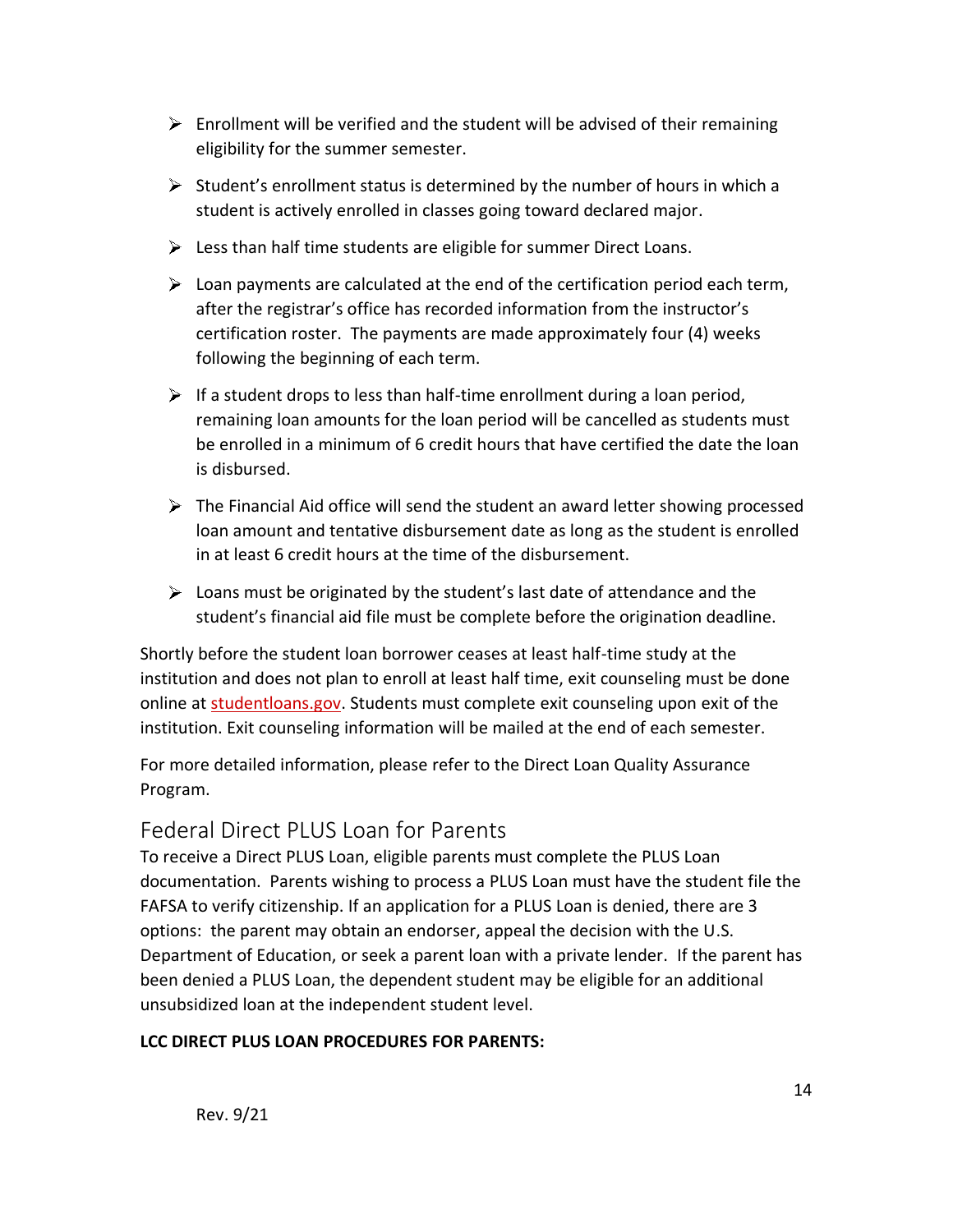- Enrollment will be verified and the student will be advised of their remaining eligibility for the summer semester.
- Student's enrollment status is determined by the number of hours in which a student is actively enrolled in classes going toward declared major.
- Less than half time students are eligible for summer Direct Loans.
- Loan payments are calculated at the end of the certification period each term, after the registrar's office has recorded information from the instructor's certification roster. The payments are made approximately four (4) weeks following the beginning of each term.
- If a student drops to less than half-time enrollment during a loan period, remaining loan amounts for the loan period will be cancelled as students must be enrolled in a minimum of 6 credit hours that have certified the date the loan is disbursed.
- The Financial Aid office will send the student an award letter showing processed loan amount and tentative disbursement date as long as the student is enrolled in at least 6 credit hours at the time of the disbursement.
- Loans must be originated by the student's last date of attendance and the student's financial aid file must be complete before the origination deadline.

Shortly before the student loan borrower ceases at least half-time study at the institution and does not plan to enroll at least half time, exit counseling must be done online at studentloans.gov. Students must complete exit counseling upon exit of the institution. Exit counseling information will be mailed at the end of each semester.

For more detailed information, please refer to the Direct Loan Quality Assurance Program.

## Federal Direct PLUS Loan for Parents

To receive a Direct PLUS Loan, eligible parents must complete the PLUS Loan documentation. Parents wishing to process a PLUS Loan must have the student file the FAFSA to verify citizenship. If an application for a PLUS Loan is denied, there are 3 options: the parent may obtain an endorser, appeal the decision with the U.S. Department of Education, or seek a parent loan with a private lender. If the parent has been denied a PLUS Loan, the dependent student may be eligible for an additional unsubsidized loan at the independent student level.

**LCC DIRECT PLUS LOAN PROCEDURES FOR PARENTS:**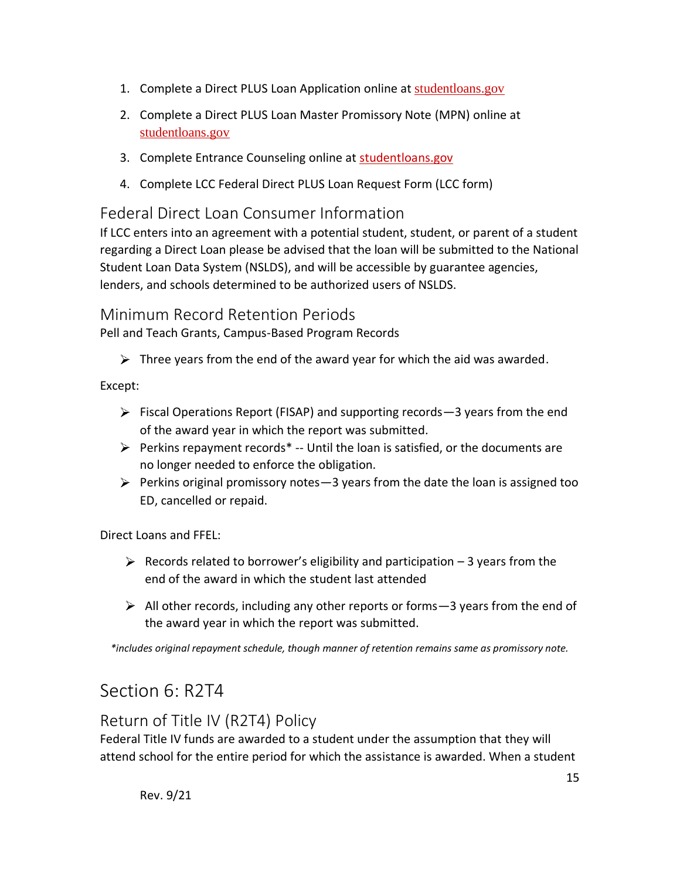1. Complete a Direct PLUS Loan Application online at studentloans.gov
2. Complete a Direct PLUS Loan Master Promissory Note (MPN) online at studentloans.gov
3. Complete Entrance Counseling online at studentloans.gov
4. Complete LCC Federal Direct PLUS Loan Request Form (LCC form)

## Federal Direct Loan Consumer Information

If LCC enters into an agreement with a potential student, student, or parent of a student regarding a Direct Loan please be advised that the loan will be submitted to the National Student Loan Data System (NSLDS), and will be accessible by guarantee agencies, lenders, and schools determined to be authorized users of NSLDS.

## Minimum Record Retention Periods

Pell and Teach Grants, Campus-Based Program Records

- Three years from the end of the award year for which the aid was awarded.

Except:

- Fiscal Operations Report (FISAP) and supporting records—3 years from the end of the award year in which the report was submitted.
- Perkins repayment records* -- Until the loan is satisfied, or the documents are no longer needed to enforce the obligation.
- Perkins original promissory notes—3 years from the date the loan is assigned too ED, cancelled or repaid.

Direct Loans and FFEL:

- Records related to borrower's eligibility and participation – 3 years from the end of the award in which the student last attended
- All other records, including any other reports or forms—3 years from the end of the award year in which the report was submitted.

*\*includes original repayment schedule, though manner of retention remains same as promissory note.*

# Section 6: R2T4

## Return of Title IV (R2T4) Policy

Federal Title IV funds are awarded to a student under the assumption that they will attend school for the entire period for which the assistance is awarded. When a student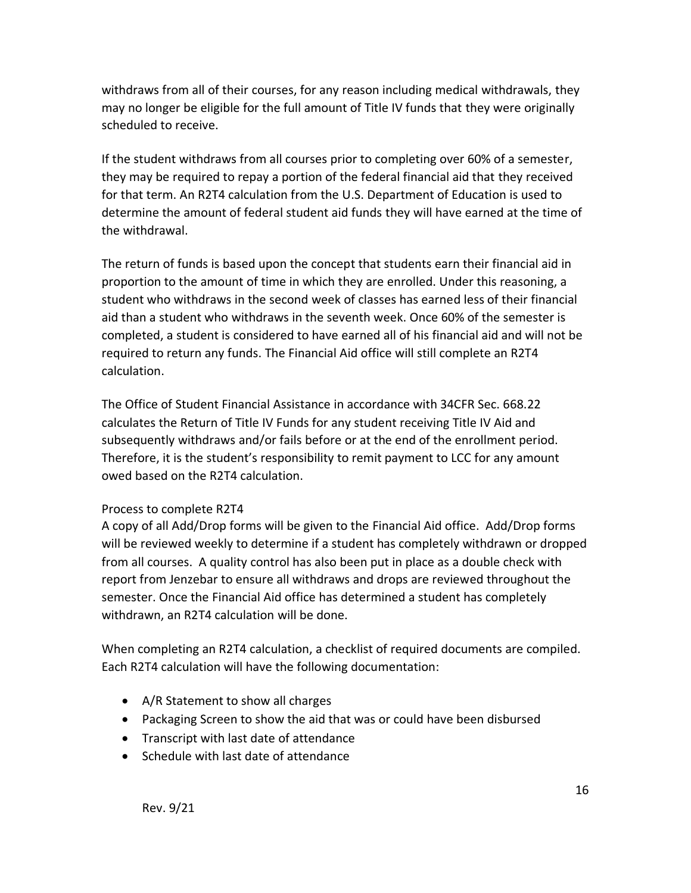withdraws from all of their courses, for any reason including medical withdrawals, they may no longer be eligible for the full amount of Title IV funds that they were originally scheduled to receive.

If the student withdraws from all courses prior to completing over 60% of a semester, they may be required to repay a portion of the federal financial aid that they received for that term. An R2T4 calculation from the U.S. Department of Education is used to determine the amount of federal student aid funds they will have earned at the time of the withdrawal.

The return of funds is based upon the concept that students earn their financial aid in proportion to the amount of time in which they are enrolled. Under this reasoning, a student who withdraws in the second week of classes has earned less of their financial aid than a student who withdraws in the seventh week. Once 60% of the semester is completed, a student is considered to have earned all of his financial aid and will not be required to return any funds. The Financial Aid office will still complete an R2T4 calculation.

The Office of Student Financial Assistance in accordance with 34CFR Sec. 668.22 calculates the Return of Title IV Funds for any student receiving Title IV Aid and subsequently withdraws and/or fails before or at the end of the enrollment period. Therefore, it is the student's responsibility to remit payment to LCC for any amount owed based on the R2T4 calculation.

Process to complete R2T4

A copy of all Add/Drop forms will be given to the Financial Aid office. Add/Drop forms will be reviewed weekly to determine if a student has completely withdrawn or dropped from all courses. A quality control has also been put in place as a double check with report from Jenzebar to ensure all withdraws and drops are reviewed throughout the semester. Once the Financial Aid office has determined a student has completely withdrawn, an R2T4 calculation will be done.

When completing an R2T4 calculation, a checklist of required documents are compiled. Each R2T4 calculation will have the following documentation:

- A/R Statement to show all charges
- Packaging Screen to show the aid that was or could have been disbursed
- Transcript with last date of attendance
- Schedule with last date of attendance

Rev. 9/21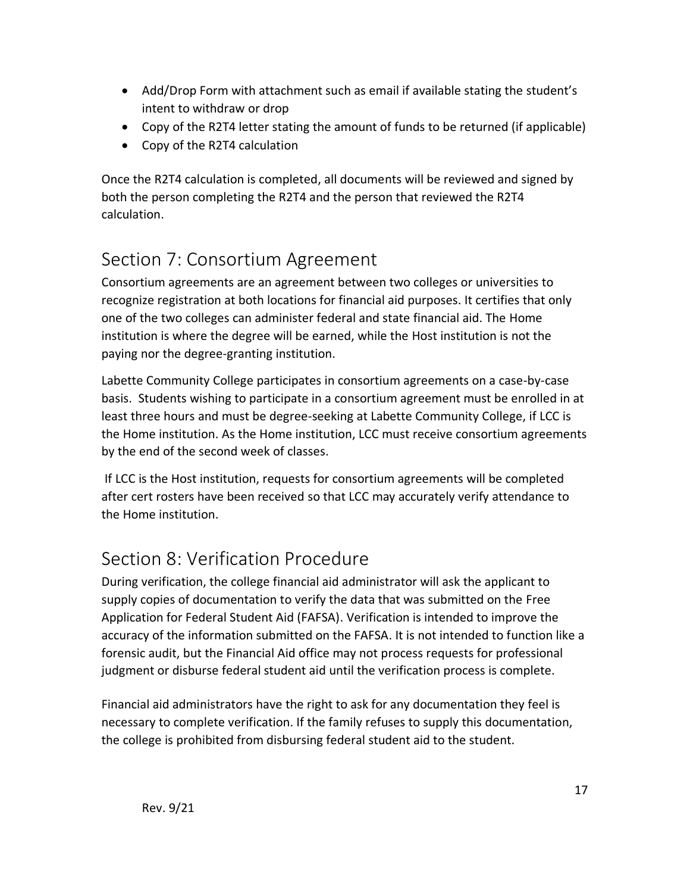- Add/Drop Form with attachment such as email if available stating the student's intent to withdraw or drop
- Copy of the R2T4 letter stating the amount of funds to be returned (if applicable)
- Copy of the R2T4 calculation

Once the R2T4 calculation is completed, all documents will be reviewed and signed by both the person completing the R2T4 and the person that reviewed the R2T4 calculation.

## Section 7: Consortium Agreement

Consortium agreements are an agreement between two colleges or universities to recognize registration at both locations for financial aid purposes. It certifies that only one of the two colleges can administer federal and state financial aid. The Home institution is where the degree will be earned, while the Host institution is not the paying nor the degree-granting institution.

Labette Community College participates in consortium agreements on a case-by-case basis. Students wishing to participate in a consortium agreement must be enrolled in at least three hours and must be degree-seeking at Labette Community College, if LCC is the Home institution. As the Home institution, LCC must receive consortium agreements by the end of the second week of classes.

If LCC is the Host institution, requests for consortium agreements will be completed after cert rosters have been received so that LCC may accurately verify attendance to the Home institution.

## Section 8: Verification Procedure

During verification, the college financial aid administrator will ask the applicant to supply copies of documentation to verify the data that was submitted on the Free Application for Federal Student Aid (FAFSA). Verification is intended to improve the accuracy of the information submitted on the FAFSA. It is not intended to function like a forensic audit, but the Financial Aid office may not process requests for professional judgment or disburse federal student aid until the verification process is complete.

Financial aid administrators have the right to ask for any documentation they feel is necessary to complete verification. If the family refuses to supply this documentation, the college is prohibited from disbursing federal student aid to the student.

Rev. 9/21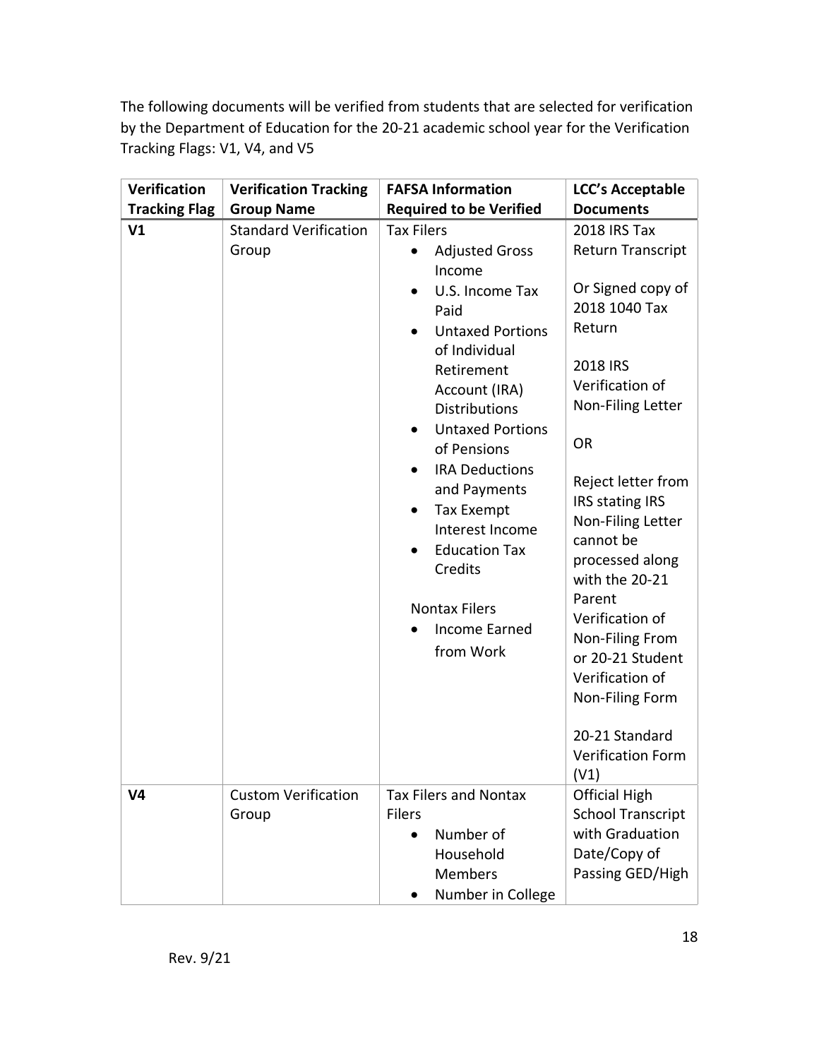The following documents will be verified from students that are selected for verification by the Department of Education for the 20-21 academic school year for the Verification Tracking Flags: V1, V4, and V5

| Verification Tracking Flag | Verification Tracking Group Name | FAFSA Information Required to be Verified | LCC's Acceptable Documents |
|---|---|---|---|
| **V1** | Standard Verification Group | Tax Filers<br>• Adjusted Gross Income<br>• U.S. Income Tax Paid<br>• Untaxed Portions of Individual Retirement Account (IRA) Distributions<br>• Untaxed Portions of Pensions<br>• IRA Deductions and Payments<br>• Tax Exempt Interest Income<br>• Education Tax Credits<br><br>Nontax Filers<br>• Income Earned from Work | 2018 IRS Tax Return Transcript<br><br>Or Signed copy of 2018 1040 Tax Return<br><br>2018 IRS Verification of Non-Filing Letter<br><br>OR<br><br>Reject letter from IRS stating IRS Non-Filing Letter cannot be processed along with the 20-21 Parent Verification of Non-Filing From or 20-21 Student Verification of Non-Filing Form<br><br>20-21 Standard Verification Form (V1) |
| **V4** | Custom Verification Group | Tax Filers and Nontax Filers<br>• Number of Household Members<br>• Number in College | Official High School Transcript with Graduation Date/Copy of Passing GED/High |

Rev. 9/21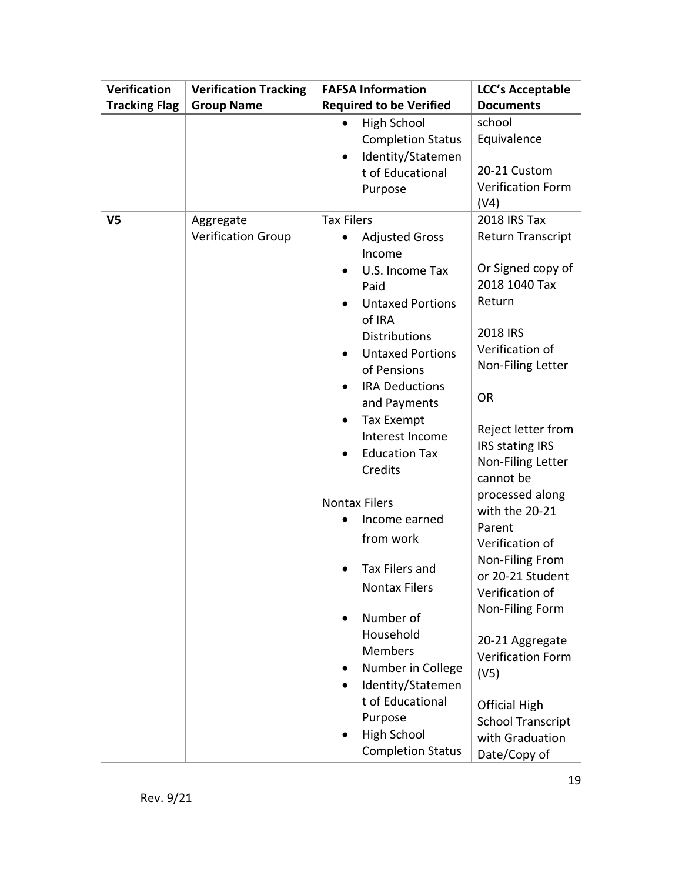| Verification Tracking Flag | Verification Tracking Group Name | FAFSA Information Required to be Verified | LCC's Acceptable Documents |
|---|---|---|---|
| | | • High School Completion Status<br>• Identity/Statement of Educational Purpose | school Equivalence<br><br>20-21 Custom Verification Form (V4) |
| **V5** | Aggregate Verification Group | Tax Filers<br>• Adjusted Gross Income<br>• U.S. Income Tax Paid<br>• Untaxed Portions of IRA Distributions<br>• Untaxed Portions of Pensions<br>• IRA Deductions and Payments<br>• Tax Exempt Interest Income<br>• Education Tax Credits<br><br>Nontax Filers<br>• Income earned from work<br><br>• Tax Filers and Nontax Filers<br><br>• Number of Household Members<br>• Number in College<br>• Identity/Statement of Educational Purpose<br>• High School Completion Status | 2018 IRS Tax Return Transcript<br><br>Or Signed copy of 2018 1040 Tax Return<br><br>2018 IRS Verification of Non-Filing Letter<br><br>OR<br><br>Reject letter from IRS stating IRS Non-Filing Letter cannot be processed along with the 20-21 Parent Verification of Non-Filing From or 20-21 Student Verification of Non-Filing Form<br><br>20-21 Aggregate Verification Form (V5)<br><br>Official High School Transcript with Graduation Date/Copy of |

Rev. 9/21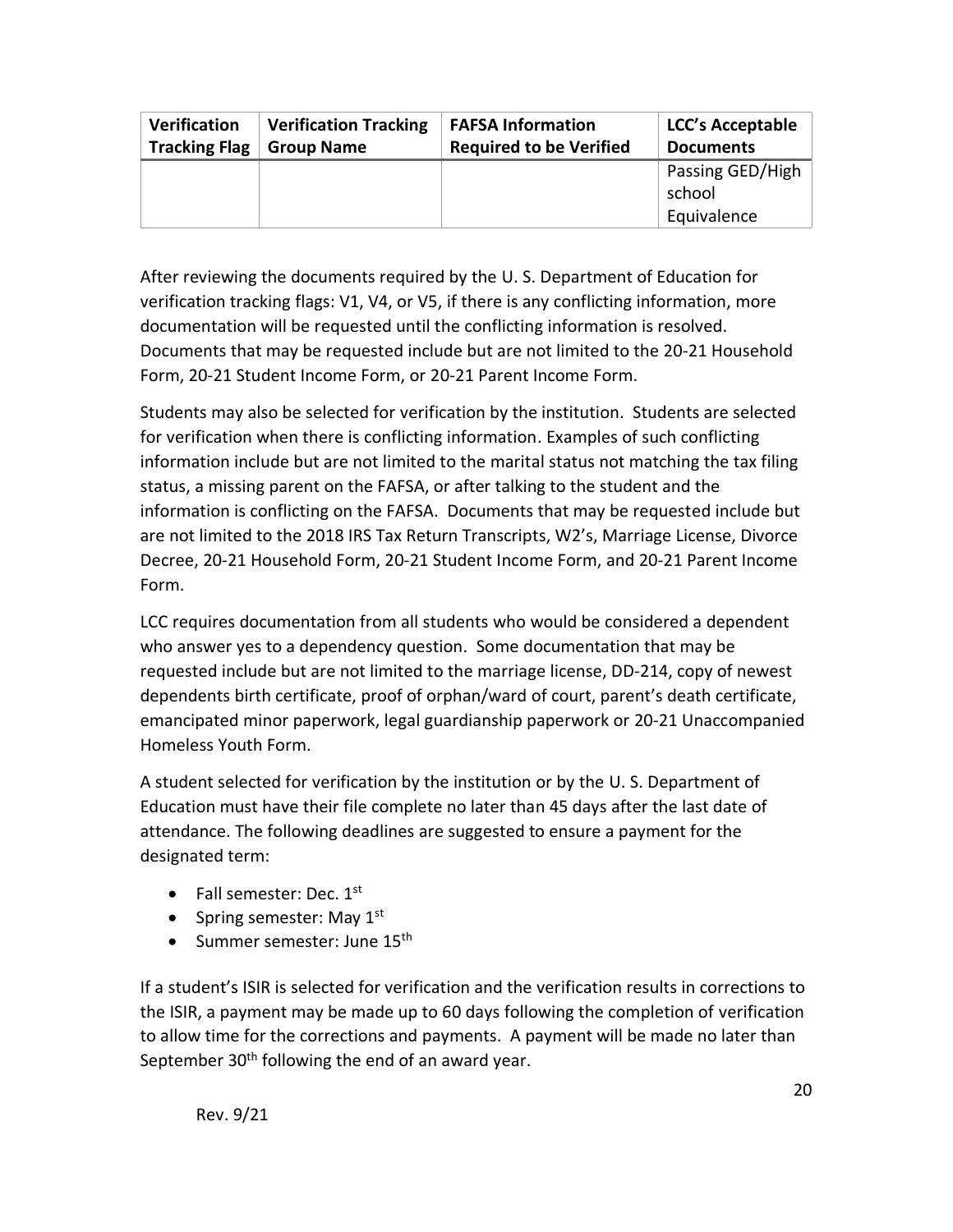| Verification Tracking Flag | Verification Tracking Group Name | FAFSA Information Required to be Verified | LCC's Acceptable Documents |
|---|---|---|---|
| | | | Passing GED/High school Equivalence |

After reviewing the documents required by the U. S. Department of Education for verification tracking flags: V1, V4, or V5, if there is any conflicting information, more documentation will be requested until the conflicting information is resolved. Documents that may be requested include but are not limited to the 20-21 Household Form, 20-21 Student Income Form, or 20-21 Parent Income Form.

Students may also be selected for verification by the institution. Students are selected for verification when there is conflicting information. Examples of such conflicting information include but are not limited to the marital status not matching the tax filing status, a missing parent on the FAFSA, or after talking to the student and the information is conflicting on the FAFSA. Documents that may be requested include but are not limited to the 2018 IRS Tax Return Transcripts, W2's, Marriage License, Divorce Decree, 20-21 Household Form, 20-21 Student Income Form, and 20-21 Parent Income Form.

LCC requires documentation from all students who would be considered a dependent who answer yes to a dependency question. Some documentation that may be requested include but are not limited to the marriage license, DD-214, copy of newest dependents birth certificate, proof of orphan/ward of court, parent's death certificate, emancipated minor paperwork, legal guardianship paperwork or 20-21 Unaccompanied Homeless Youth Form.

A student selected for verification by the institution or by the U. S. Department of Education must have their file complete no later than 45 days after the last date of attendance. The following deadlines are suggested to ensure a payment for the designated term:

- Fall semester: Dec. 1st
- Spring semester: May 1st
- Summer semester: June 15th

If a student's ISIR is selected for verification and the verification results in corrections to the ISIR, a payment may be made up to 60 days following the completion of verification to allow time for the corrections and payments. A payment will be made no later than September 30th following the end of an award year.

Rev. 9/21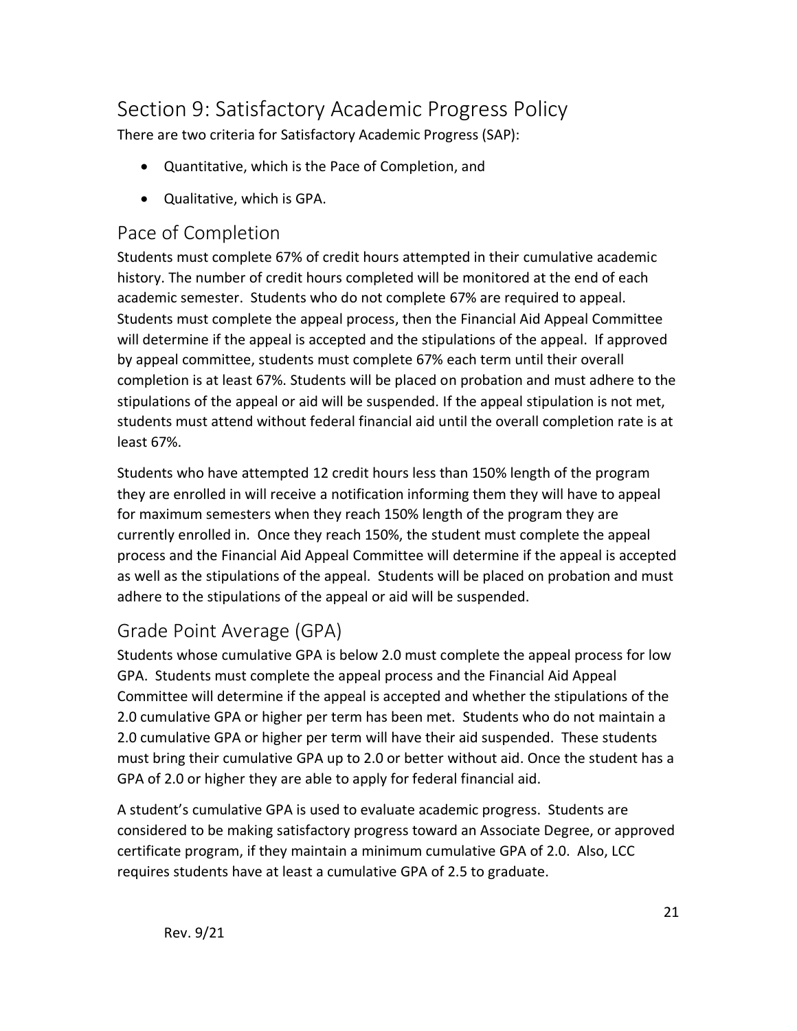# Section 9: Satisfactory Academic Progress Policy

There are two criteria for Satisfactory Academic Progress (SAP):

- Quantitative, which is the Pace of Completion, and
- Qualitative, which is GPA.

## Pace of Completion

Students must complete 67% of credit hours attempted in their cumulative academic history. The number of credit hours completed will be monitored at the end of each academic semester. Students who do not complete 67% are required to appeal. Students must complete the appeal process, then the Financial Aid Appeal Committee will determine if the appeal is accepted and the stipulations of the appeal. If approved by appeal committee, students must complete 67% each term until their overall completion is at least 67%. Students will be placed on probation and must adhere to the stipulations of the appeal or aid will be suspended. If the appeal stipulation is not met, students must attend without federal financial aid until the overall completion rate is at least 67%.

Students who have attempted 12 credit hours less than 150% length of the program they are enrolled in will receive a notification informing them they will have to appeal for maximum semesters when they reach 150% length of the program they are currently enrolled in. Once they reach 150%, the student must complete the appeal process and the Financial Aid Appeal Committee will determine if the appeal is accepted as well as the stipulations of the appeal. Students will be placed on probation and must adhere to the stipulations of the appeal or aid will be suspended.

## Grade Point Average (GPA)

Students whose cumulative GPA is below 2.0 must complete the appeal process for low GPA. Students must complete the appeal process and the Financial Aid Appeal Committee will determine if the appeal is accepted and whether the stipulations of the 2.0 cumulative GPA or higher per term has been met. Students who do not maintain a 2.0 cumulative GPA or higher per term will have their aid suspended. These students must bring their cumulative GPA up to 2.0 or better without aid. Once the student has a GPA of 2.0 or higher they are able to apply for federal financial aid.

A student's cumulative GPA is used to evaluate academic progress. Students are considered to be making satisfactory progress toward an Associate Degree, or approved certificate program, if they maintain a minimum cumulative GPA of 2.0. Also, LCC requires students have at least a cumulative GPA of 2.5 to graduate.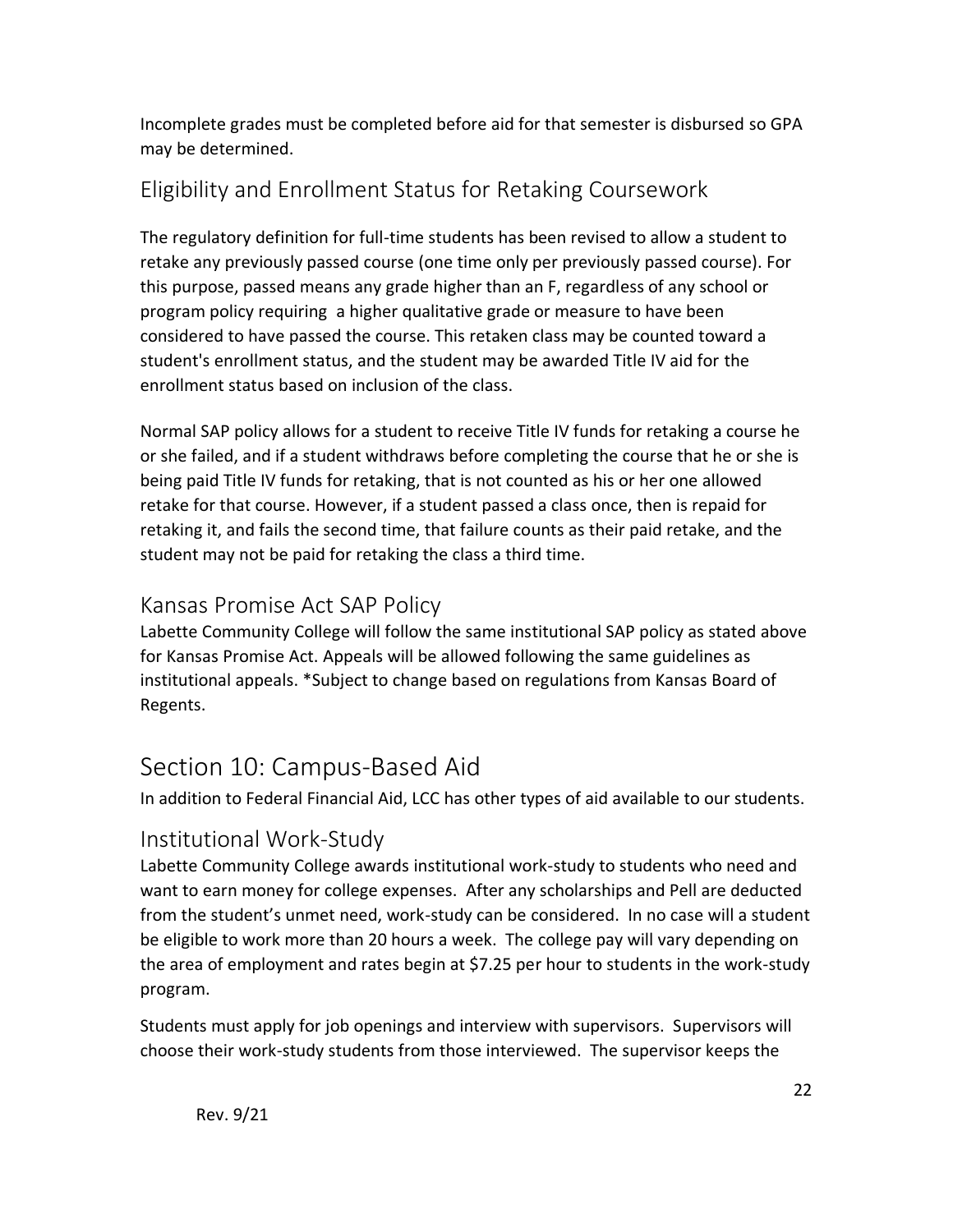Incomplete grades must be completed before aid for that semester is disbursed so GPA may be determined.

## Eligibility and Enrollment Status for Retaking Coursework

The regulatory definition for full-time students has been revised to allow a student to retake any previously passed course (one time only per previously passed course). For this purpose, passed means any grade higher than an F, regardless of any school or program policy requiring a higher qualitative grade or measure to have been considered to have passed the course. This retaken class may be counted toward a student's enrollment status, and the student may be awarded Title IV aid for the enrollment status based on inclusion of the class.

Normal SAP policy allows for a student to receive Title IV funds for retaking a course he or she failed, and if a student withdraws before completing the course that he or she is being paid Title IV funds for retaking, that is not counted as his or her one allowed retake for that course. However, if a student passed a class once, then is repaid for retaking it, and fails the second time, that failure counts as their paid retake, and the student may not be paid for retaking the class a third time.

## Kansas Promise Act SAP Policy

Labette Community College will follow the same institutional SAP policy as stated above for Kansas Promise Act. Appeals will be allowed following the same guidelines as institutional appeals. *Subject to change based on regulations from Kansas Board of Regents.

# Section 10: Campus-Based Aid

In addition to Federal Financial Aid, LCC has other types of aid available to our students.

## Institutional Work-Study

Labette Community College awards institutional work-study to students who need and want to earn money for college expenses. After any scholarships and Pell are deducted from the student's unmet need, work-study can be considered. In no case will a student be eligible to work more than 20 hours a week. The college pay will vary depending on the area of employment and rates begin at $7.25 per hour to students in the work-study program.

Students must apply for job openings and interview with supervisors. Supervisors will choose their work-study students from those interviewed. The supervisor keeps the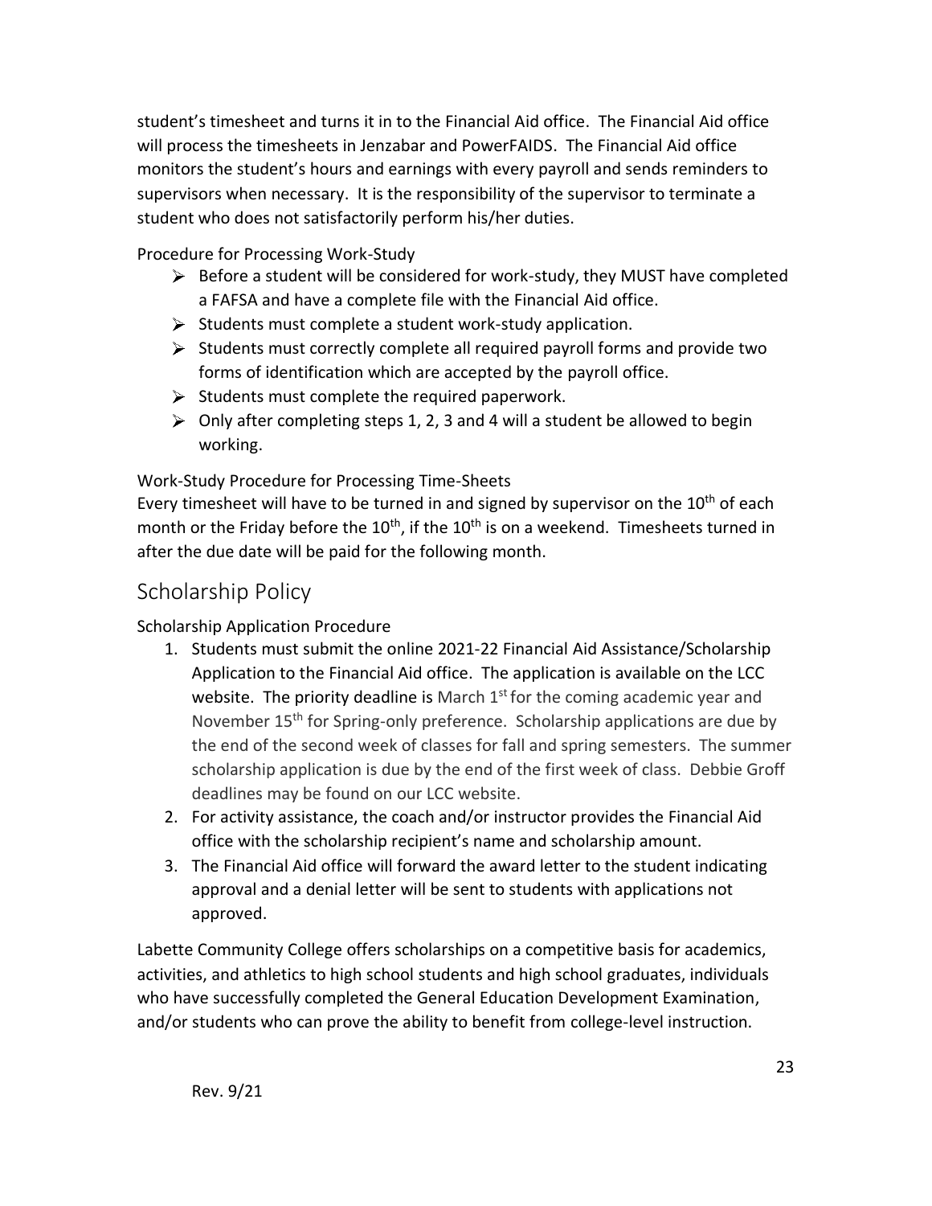student's timesheet and turns it in to the Financial Aid office. The Financial Aid office will process the timesheets in Jenzabar and PowerFAIDS. The Financial Aid office monitors the student's hours and earnings with every payroll and sends reminders to supervisors when necessary. It is the responsibility of the supervisor to terminate a student who does not satisfactorily perform his/her duties.

Procedure for Processing Work-Study

- Before a student will be considered for work-study, they MUST have completed a FAFSA and have a complete file with the Financial Aid office.
- Students must complete a student work-study application.
- Students must correctly complete all required payroll forms and provide two forms of identification which are accepted by the payroll office.
- Students must complete the required paperwork.
- Only after completing steps 1, 2, 3 and 4 will a student be allowed to begin working.

Work-Study Procedure for Processing Time-Sheets

Every timesheet will have to be turned in and signed by supervisor on the 10th of each month or the Friday before the 10th, if the 10th is on a weekend. Timesheets turned in after the due date will be paid for the following month.

## Scholarship Policy

Scholarship Application Procedure

1. Students must submit the online 2021-22 Financial Aid Assistance/Scholarship Application to the Financial Aid office. The application is available on the LCC website. The priority deadline is March 1st for the coming academic year and November 15th for Spring-only preference. Scholarship applications are due by the end of the second week of classes for fall and spring semesters. The summer scholarship application is due by the end of the first week of class. Debbie Groff deadlines may be found on our LCC website.
2. For activity assistance, the coach and/or instructor provides the Financial Aid office with the scholarship recipient's name and scholarship amount.
3. The Financial Aid office will forward the award letter to the student indicating approval and a denial letter will be sent to students with applications not approved.

Labette Community College offers scholarships on a competitive basis for academics, activities, and athletics to high school students and high school graduates, individuals who have successfully completed the General Education Development Examination, and/or students who can prove the ability to benefit from college-level instruction.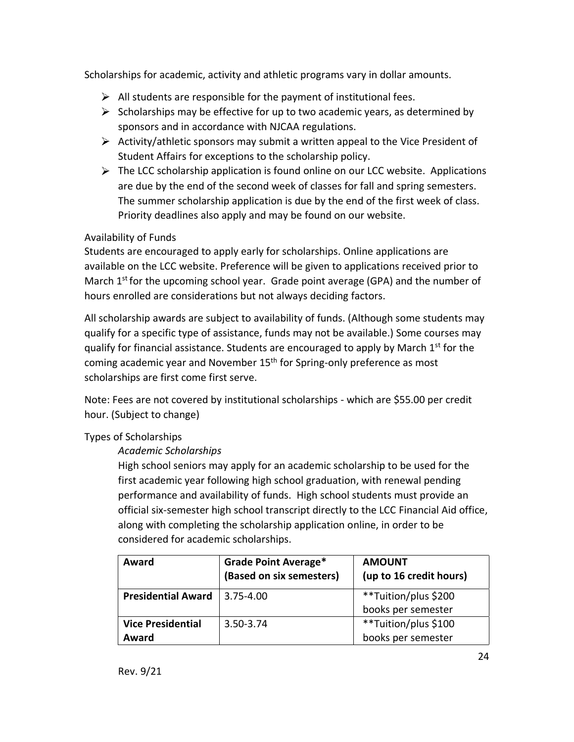Scholarships for academic, activity and athletic programs vary in dollar amounts.

- All students are responsible for the payment of institutional fees.
- Scholarships may be effective for up to two academic years, as determined by sponsors and in accordance with NJCAA regulations.
- Activity/athletic sponsors may submit a written appeal to the Vice President of Student Affairs for exceptions to the scholarship policy.
- The LCC scholarship application is found online on our LCC website. Applications are due by the end of the second week of classes for fall and spring semesters. The summer scholarship application is due by the end of the first week of class. Priority deadlines also apply and may be found on our website.

Availability of Funds

Students are encouraged to apply early for scholarships. Online applications are available on the LCC website. Preference will be given to applications received prior to March 1st for the upcoming school year. Grade point average (GPA) and the number of hours enrolled are considerations but not always deciding factors.

All scholarship awards are subject to availability of funds. (Although some students may qualify for a specific type of assistance, funds may not be available.) Some courses may qualify for financial assistance. Students are encouraged to apply by March 1st for the coming academic year and November 15th for Spring-only preference as most scholarships are first come first serve.

Note: Fees are not covered by institutional scholarships - which are $55.00 per credit hour. (Subject to change)

Types of Scholarships

*Academic Scholarships*

High school seniors may apply for an academic scholarship to be used for the first academic year following high school graduation, with renewal pending performance and availability of funds. High school students must provide an official six-semester high school transcript directly to the LCC Financial Aid office, along with completing the scholarship application online, in order to be considered for academic scholarships.

| Award | Grade Point Average* (Based on six semesters) | AMOUNT (up to 16 credit hours) |
|---|---|---|
| **Presidential Award** | 3.75-4.00 | **Tuition/plus $200 books per semester |
| **Vice Presidential Award** | 3.50-3.74 | **Tuition/plus $100 books per semester |

Rev. 9/21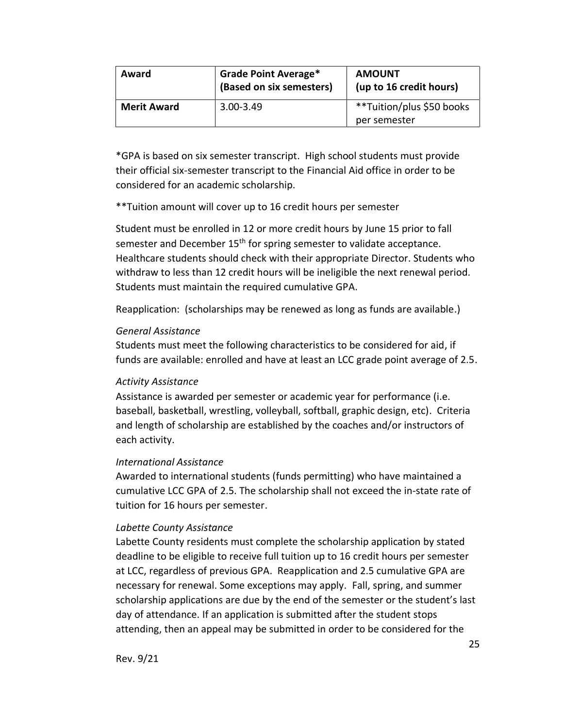| Award | Grade Point Average* (Based on six semesters) | AMOUNT (up to 16 credit hours) |
|---|---|---|
| **Merit Award** | 3.00-3.49 | **Tuition/plus $50 books per semester |

*GPA is based on six semester transcript. High school students must provide their official six-semester transcript to the Financial Aid office in order to be considered for an academic scholarship.

**Tuition amount will cover up to 16 credit hours per semester

Student must be enrolled in 12 or more credit hours by June 15 prior to fall semester and December 15th for spring semester to validate acceptance. Healthcare students should check with their appropriate Director. Students who withdraw to less than 12 credit hours will be ineligible the next renewal period. Students must maintain the required cumulative GPA.

Reapplication: (scholarships may be renewed as long as funds are available.)

*General Assistance*

Students must meet the following characteristics to be considered for aid, if funds are available: enrolled and have at least an LCC grade point average of 2.5.

*Activity Assistance*

Assistance is awarded per semester or academic year for performance (i.e. baseball, basketball, wrestling, volleyball, softball, graphic design, etc). Criteria and length of scholarship are established by the coaches and/or instructors of each activity.

*International Assistance*

Awarded to international students (funds permitting) who have maintained a cumulative LCC GPA of 2.5. The scholarship shall not exceed the in-state rate of tuition for 16 hours per semester.

*Labette County Assistance*

Labette County residents must complete the scholarship application by stated deadline to be eligible to receive full tuition up to 16 credit hours per semester at LCC, regardless of previous GPA. Reapplication and 2.5 cumulative GPA are necessary for renewal. Some exceptions may apply. Fall, spring, and summer scholarship applications are due by the end of the semester or the student's last day of attendance. If an application is submitted after the student stops attending, then an appeal may be submitted in order to be considered for the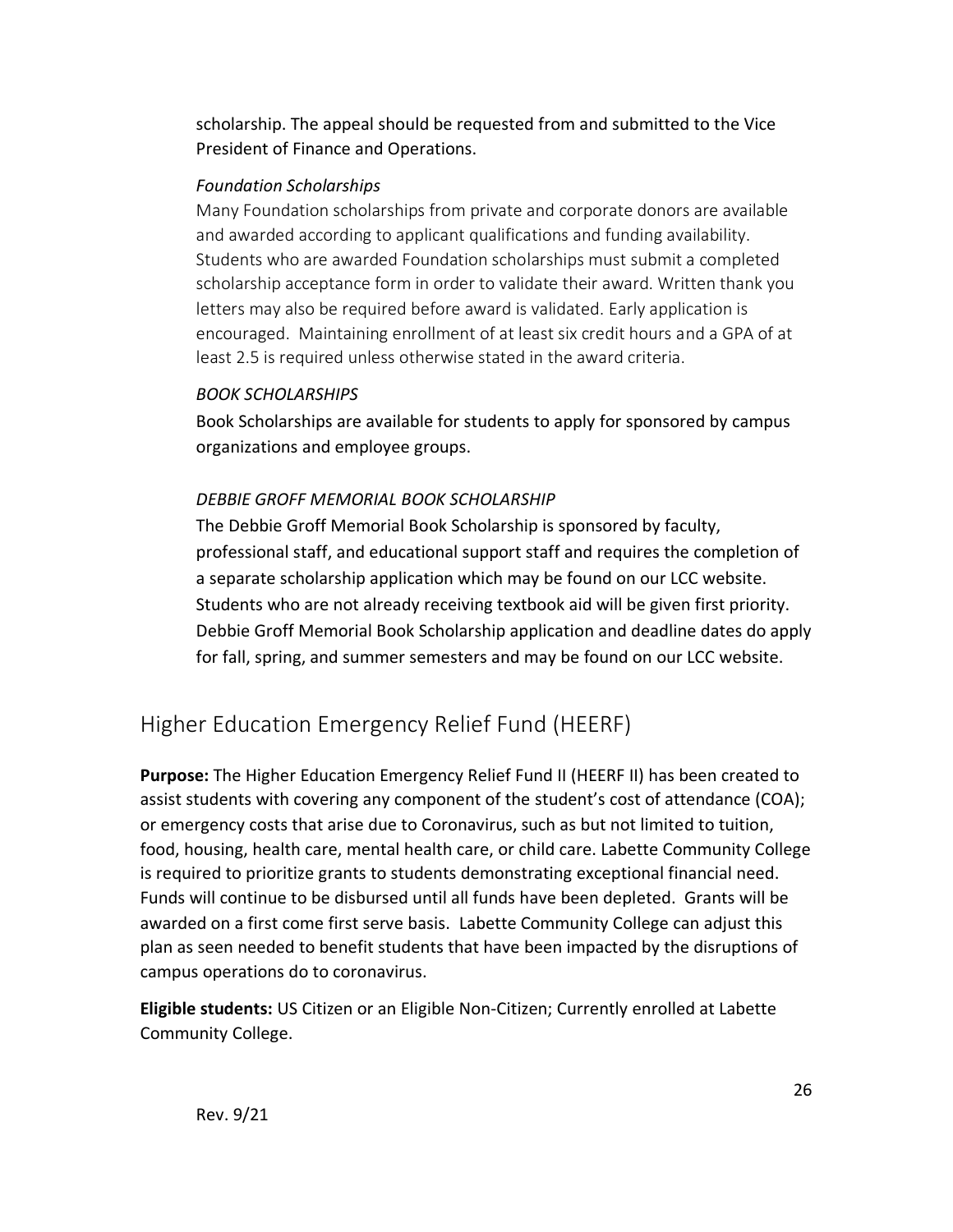scholarship. The appeal should be requested from and submitted to the Vice President of Finance and Operations.

*Foundation Scholarships*

Many Foundation scholarships from private and corporate donors are available and awarded according to applicant qualifications and funding availability. Students who are awarded Foundation scholarships must submit a completed scholarship acceptance form in order to validate their award. Written thank you letters may also be required before award is validated. Early application is encouraged. Maintaining enrollment of at least six credit hours and a GPA of at least 2.5 is required unless otherwise stated in the award criteria.

*BOOK SCHOLARSHIPS*

Book Scholarships are available for students to apply for sponsored by campus organizations and employee groups.

*DEBBIE GROFF MEMORIAL BOOK SCHOLARSHIP*

The Debbie Groff Memorial Book Scholarship is sponsored by faculty, professional staff, and educational support staff and requires the completion of a separate scholarship application which may be found on our LCC website. Students who are not already receiving textbook aid will be given first priority. Debbie Groff Memorial Book Scholarship application and deadline dates do apply for fall, spring, and summer semesters and may be found on our LCC website.

## Higher Education Emergency Relief Fund (HEERF)

**Purpose:** The Higher Education Emergency Relief Fund II (HEERF II) has been created to assist students with covering any component of the student's cost of attendance (COA); or emergency costs that arise due to Coronavirus, such as but not limited to tuition, food, housing, health care, mental health care, or child care. Labette Community College is required to prioritize grants to students demonstrating exceptional financial need. Funds will continue to be disbursed until all funds have been depleted. Grants will be awarded on a first come first serve basis. Labette Community College can adjust this plan as seen needed to benefit students that have been impacted by the disruptions of campus operations do to coronavirus.

**Eligible students:** US Citizen or an Eligible Non-Citizen; Currently enrolled at Labette Community College.

Rev. 9/21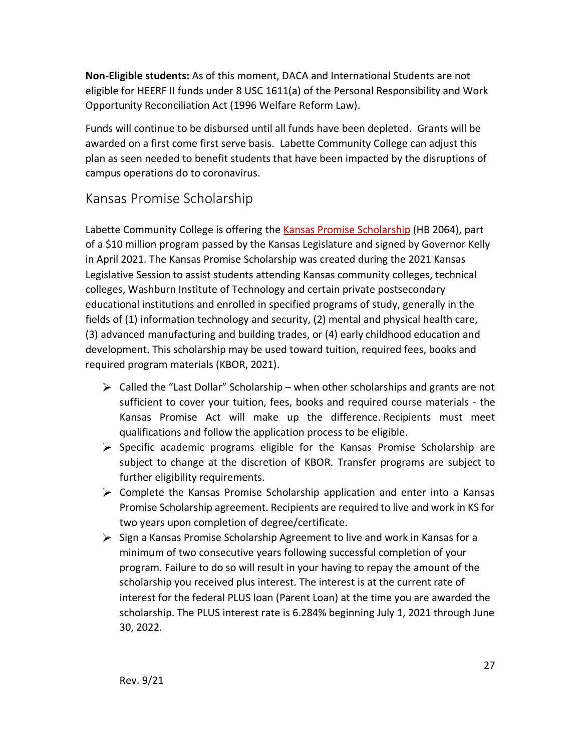**Non-Eligible students:** As of this moment, DACA and International Students are not eligible for HEERF II funds under 8 USC 1611(a) of the Personal Responsibility and Work Opportunity Reconciliation Act (1996 Welfare Reform Law).

Funds will continue to be disbursed until all funds have been depleted. Grants will be awarded on a first come first serve basis. Labette Community College can adjust this plan as seen needed to benefit students that have been impacted by the disruptions of campus operations do to coronavirus.

## Kansas Promise Scholarship

Labette Community College is offering the Kansas Promise Scholarship (HB 2064), part of a $10 million program passed by the Kansas Legislature and signed by Governor Kelly in April 2021. The Kansas Promise Scholarship was created during the 2021 Kansas Legislative Session to assist students attending Kansas community colleges, technical colleges, Washburn Institute of Technology and certain private postsecondary educational institutions and enrolled in specified programs of study, generally in the fields of (1) information technology and security, (2) mental and physical health care, (3) advanced manufacturing and building trades, or (4) early childhood education and development. This scholarship may be used toward tuition, required fees, books and required program materials (KBOR, 2021).

- Called the "Last Dollar" Scholarship – when other scholarships and grants are not sufficient to cover your tuition, fees, books and required course materials - the Kansas Promise Act will make up the difference. Recipients must meet qualifications and follow the application process to be eligible.
- Specific academic programs eligible for the Kansas Promise Scholarship are subject to change at the discretion of KBOR. Transfer programs are subject to further eligibility requirements.
- Complete the Kansas Promise Scholarship application and enter into a Kansas Promise Scholarship agreement. Recipients are required to live and work in KS for two years upon completion of degree/certificate.
- Sign a Kansas Promise Scholarship Agreement to live and work in Kansas for a minimum of two consecutive years following successful completion of your program. Failure to do so will result in your having to repay the amount of the scholarship you received plus interest. The interest is at the current rate of interest for the federal PLUS loan (Parent Loan) at the time you are awarded the scholarship. The PLUS interest rate is 6.284% beginning July 1, 2021 through June 30, 2022.

Rev. 9/21